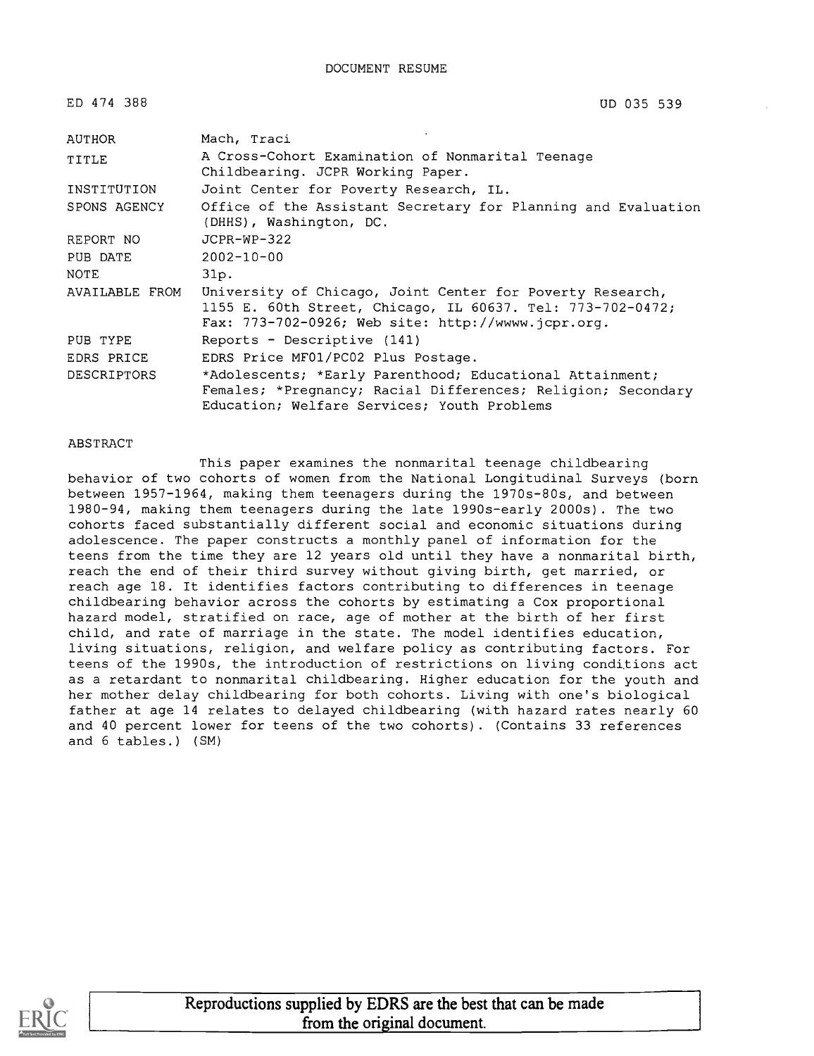DOCUMENT RESUME

| ED 474 388 | UD 035 539 |
|---|---|
| AUTHOR | Mach, Traci |
| TITLE | A Cross-Cohort Examination of Nonmarital Teenage Childbearing. JCPR Working Paper. |
| INSTITUTION | Joint Center for Poverty Research, IL. |
| SPONS AGENCY | Office of the Assistant Secretary for Planning and Evaluation (DHHS), Washington, DC. |
| REPORT NO | JCPR-WP-322 |
| PUB DATE | 2002-10-00 |
| NOTE | 31p. |
| AVAILABLE FROM | University of Chicago, Joint Center for Poverty Research, 1155 E. 60th Street, Chicago, IL 60637. Tel: 773-702-0472; Fax: 773-702-0926; Web site: http://wwww.jcpr.org. |
| PUB TYPE | Reports - Descriptive (141) |
| EDRS PRICE | EDRS Price MF01/PC02 Plus Postage. |
| DESCRIPTORS | *Adolescents; *Early Parenthood; Educational Attainment; Females; *Pregnancy; Racial Differences; Religion; Secondary Education; Welfare Services; Youth Problems |

ABSTRACT

This paper examines the nonmarital teenage childbearing behavior of two cohorts of women from the National Longitudinal Surveys (born between 1957-1964, making them teenagers during the 1970s-80s, and between 1980-94, making them teenagers during the late 1990s-early 2000s). The two cohorts faced substantially different social and economic situations during adolescence. The paper constructs a monthly panel of information for the teens from the time they are 12 years old until they have a nonmarital birth, reach the end of their third survey without giving birth, get married, or reach age 18. It identifies factors contributing to differences in teenage childbearing behavior across the cohorts by estimating a Cox proportional hazard model, stratified on race, age of mother at the birth of her first child, and rate of marriage in the state. The model identifies education, living situations, religion, and welfare policy as contributing factors. For teens of the 1990s, the introduction of restrictions on living conditions act as a retardant to nonmarital childbearing. Higher education for the youth and her mother delay childbearing for both cohorts. Living with one's biological father at age 14 relates to delayed childbearing (with hazard rates nearly 60 and 40 percent lower for teens of the two cohorts). (Contains 33 references and 6 tables.) (SM)

Reproductions supplied by EDRS are the best that can be made from the original document.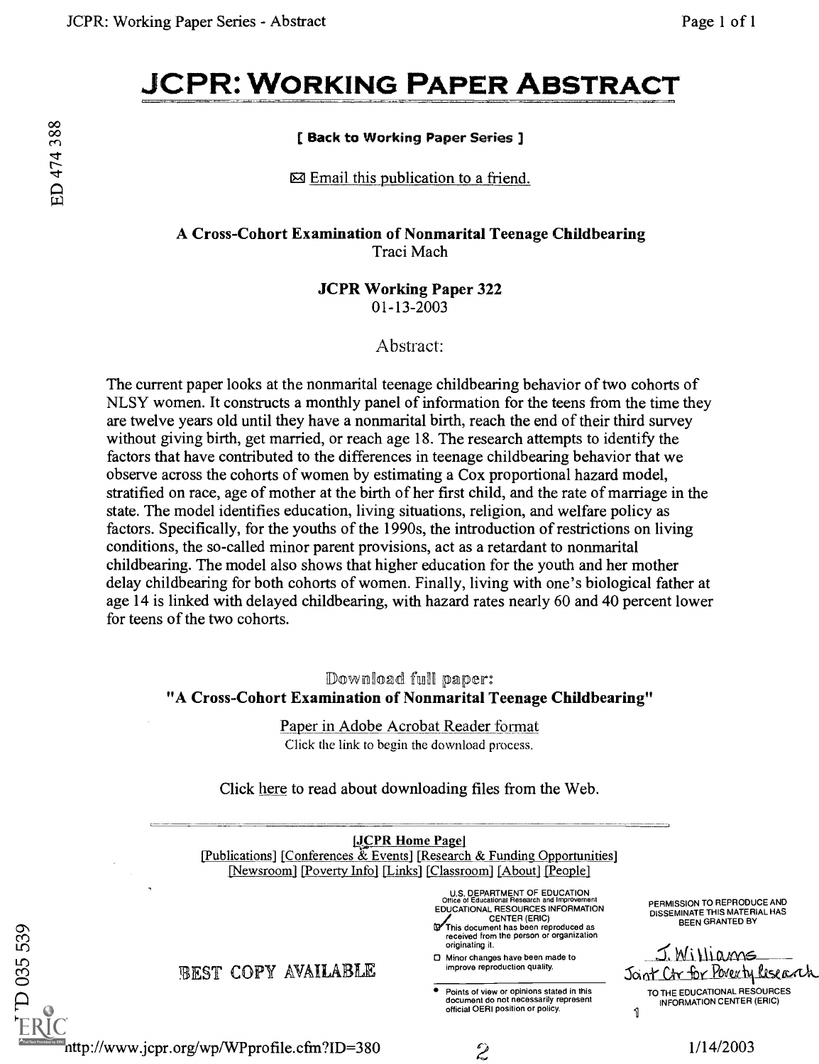# JCPR: WORKING PAPER ABSTRACT

**[ Back to Working Paper Series ]**

✉ Email this publication to a friend.

**A Cross-Cohort Examination of Nonmarital Teenage Childbearing**
Traci Mach

**JCPR Working Paper 322**
01-13-2003

Abstract:

The current paper looks at the nonmarital teenage childbearing behavior of two cohorts of NLSY women. It constructs a monthly panel of information for the teens from the time they are twelve years old until they have a nonmarital birth, reach the end of their third survey without giving birth, get married, or reach age 18. The research attempts to identify the factors that have contributed to the differences in teenage childbearing behavior that we observe across the cohorts of women by estimating a Cox proportional hazard model, stratified on race, age of mother at the birth of her first child, and the rate of marriage in the state. The model identifies education, living situations, religion, and welfare policy as factors. Specifically, for the youths of the 1990s, the introduction of restrictions on living conditions, the so-called minor parent provisions, act as a retardant to nonmarital childbearing. The model also shows that higher education for the youth and her mother delay childbearing for both cohorts of women. Finally, living with one's biological father at age 14 is linked with delayed childbearing, with hazard rates nearly 60 and 40 percent lower for teens of the two cohorts.

Download full paper:
**"A Cross-Cohort Examination of Nonmarital Teenage Childbearing"**

Paper in Adobe Acrobat Reader format
Click the link to begin the download process.

Click here to read about downloading files from the Web.

[JCPR Home Page]
[Publications] [Conferences & Events] [Research & Funding Opportunities]
[Newsroom] [Poverty Info] [Links] [Classroom] [About] [People]

BEST COPY AVAILABLE

U.S. DEPARTMENT OF EDUCATION
Office of Educational Research and Improvement
EDUCATIONAL RESOURCES INFORMATION CENTER (ERIC)
☑ This document has been reproduced as received from the person or organization originating it.
☐ Minor changes have been made to improve reproduction quality.
• Points of view or opinions stated in this document do not necessarily represent official OERI position or policy.

PERMISSION TO REPRODUCE AND DISSEMINATE THIS MATERIAL HAS BEEN GRANTED BY
J. Williams
Joint Ctr for Poverty Research
TO THE EDUCATIONAL RESOURCES INFORMATION CENTER (ERIC)

http://www.jcpr.org/wp/WPprofile.cfm?ID=380 1/14/2003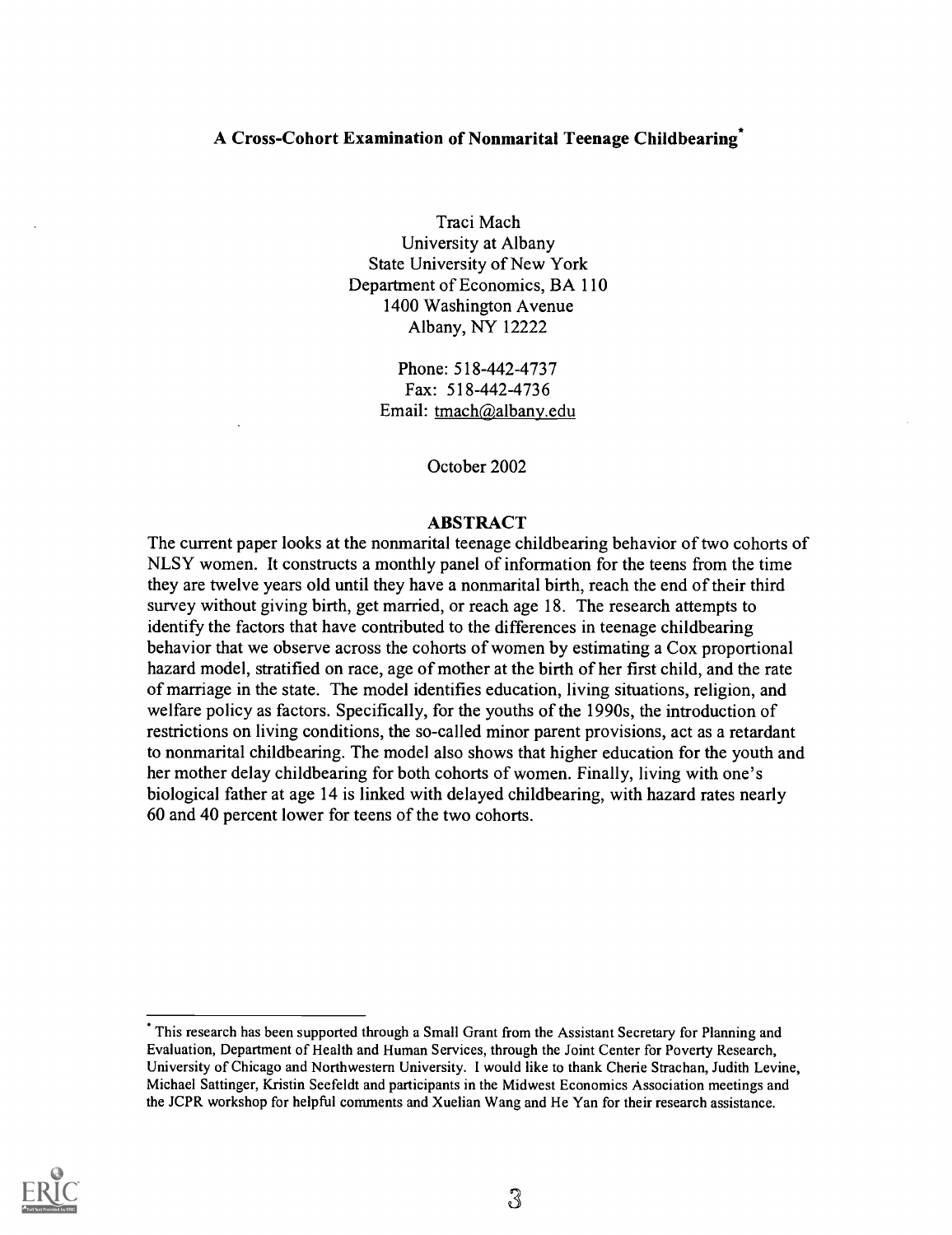# A Cross-Cohort Examination of Nonmarital Teenage Childbearing*

Traci Mach
University at Albany
State University of New York
Department of Economics, BA 110
1400 Washington Avenue
Albany, NY 12222

Phone: 518-442-4737
Fax: 518-442-4736
Email: tmach@albany.edu

October 2002

## ABSTRACT

The current paper looks at the nonmarital teenage childbearing behavior of two cohorts of NLSY women. It constructs a monthly panel of information for the teens from the time they are twelve years old until they have a nonmarital birth, reach the end of their third survey without giving birth, get married, or reach age 18. The research attempts to identify the factors that have contributed to the differences in teenage childbearing behavior that we observe across the cohorts of women by estimating a Cox proportional hazard model, stratified on race, age of mother at the birth of her first child, and the rate of marriage in the state. The model identifies education, living situations, religion, and welfare policy as factors. Specifically, for the youths of the 1990s, the introduction of restrictions on living conditions, the so-called minor parent provisions, act as a retardant to nonmarital childbearing. The model also shows that higher education for the youth and her mother delay childbearing for both cohorts of women. Finally, living with one's biological father at age 14 is linked with delayed childbearing, with hazard rates nearly 60 and 40 percent lower for teens of the two cohorts.

---

* This research has been supported through a Small Grant from the Assistant Secretary for Planning and Evaluation, Department of Health and Human Services, through the Joint Center for Poverty Research, University of Chicago and Northwestern University. I would like to thank Cherie Strachan, Judith Levine, Michael Sattinger, Kristin Seefeldt and participants in the Midwest Economics Association meetings and the JCPR workshop for helpful comments and Xuelian Wang and He Yan for their research assistance.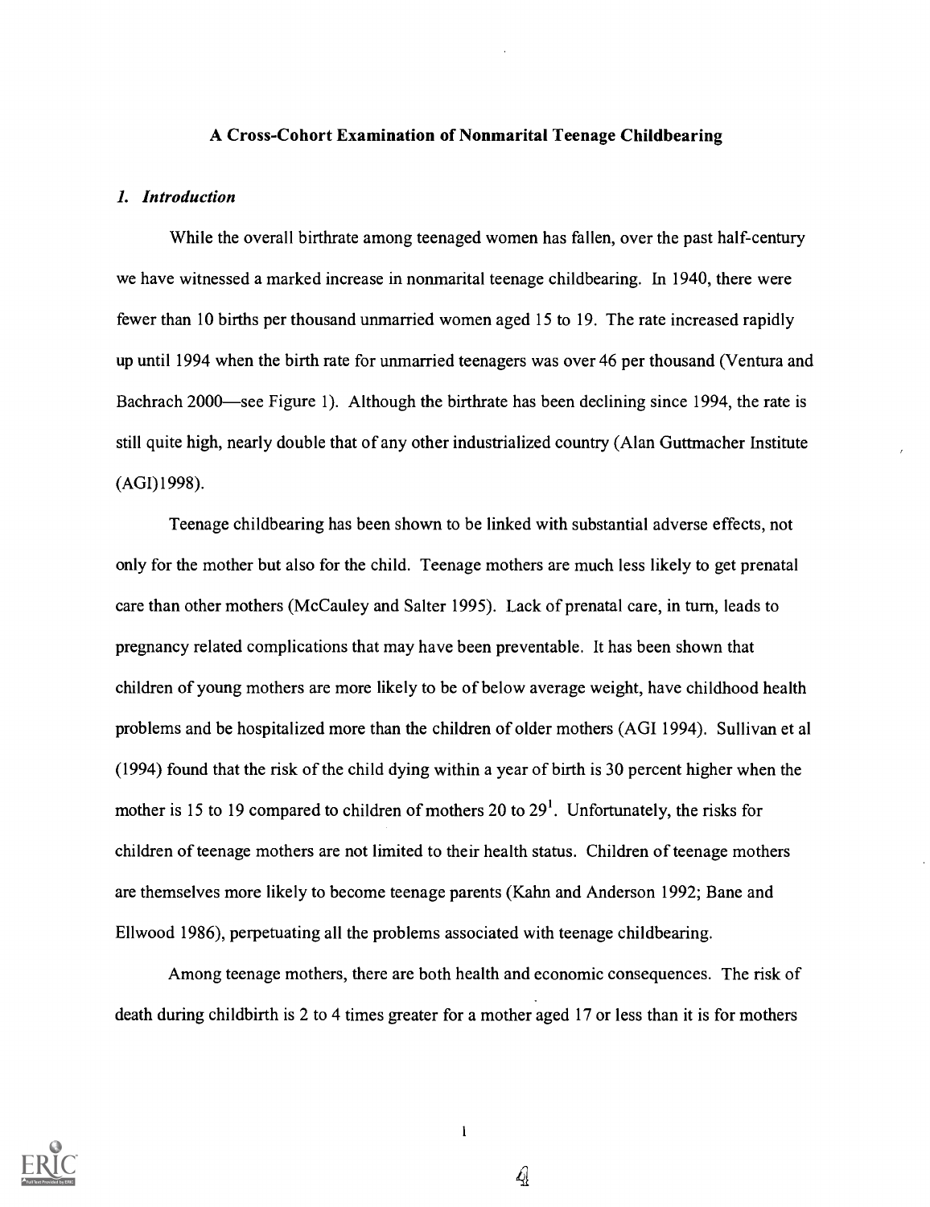# A Cross-Cohort Examination of Nonmarital Teenage Childbearing

## *1. Introduction*

While the overall birthrate among teenaged women has fallen, over the past half-century we have witnessed a marked increase in nonmarital teenage childbearing. In 1940, there were fewer than 10 births per thousand unmarried women aged 15 to 19. The rate increased rapidly up until 1994 when the birth rate for unmarried teenagers was over 46 per thousand (Ventura and Bachrach 2000—see Figure 1). Although the birthrate has been declining since 1994, the rate is still quite high, nearly double that of any other industrialized country (Alan Guttmacher Institute (AGI)1998).

Teenage childbearing has been shown to be linked with substantial adverse effects, not only for the mother but also for the child. Teenage mothers are much less likely to get prenatal care than other mothers (McCauley and Salter 1995). Lack of prenatal care, in turn, leads to pregnancy related complications that may have been preventable. It has been shown that children of young mothers are more likely to be of below average weight, have childhood health problems and be hospitalized more than the children of older mothers (AGI 1994). Sullivan et al (1994) found that the risk of the child dying within a year of birth is 30 percent higher when the mother is 15 to 19 compared to children of mothers 20 to 29[1]. Unfortunately, the risks for children of teenage mothers are not limited to their health status. Children of teenage mothers are themselves more likely to become teenage parents (Kahn and Anderson 1992; Bane and Ellwood 1986), perpetuating all the problems associated with teenage childbearing.

Among teenage mothers, there are both health and economic consequences. The risk of death during childbirth is 2 to 4 times greater for a mother aged 17 or less than it is for mothers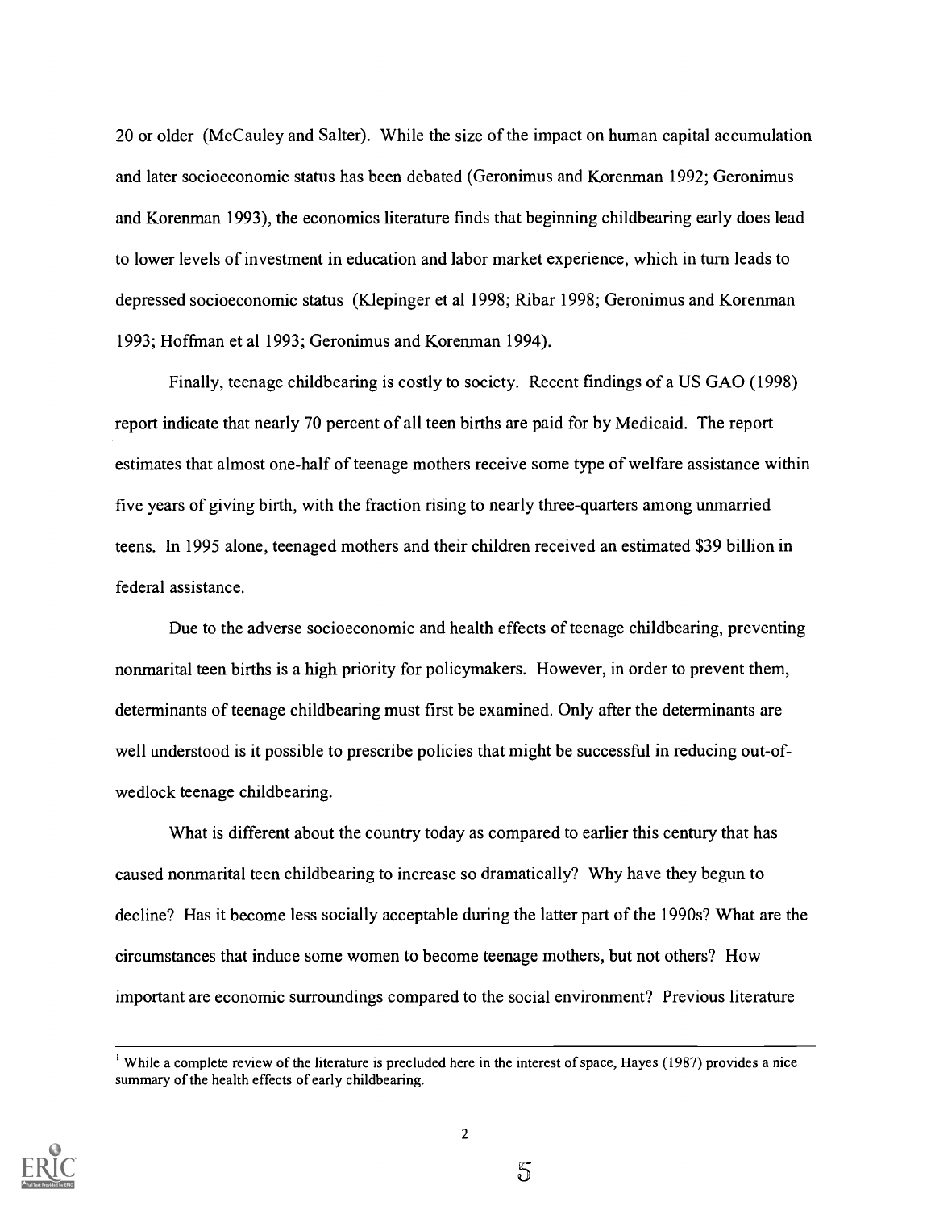20 or older (McCauley and Salter). While the size of the impact on human capital accumulation and later socioeconomic status has been debated (Geronimus and Korenman 1992; Geronimus and Korenman 1993), the economics literature finds that beginning childbearing early does lead to lower levels of investment in education and labor market experience, which in turn leads to depressed socioeconomic status (Klepinger et al 1998; Ribar 1998; Geronimus and Korenman 1993; Hoffman et al 1993; Geronimus and Korenman 1994).

Finally, teenage childbearing is costly to society. Recent findings of a US GAO (1998) report indicate that nearly 70 percent of all teen births are paid for by Medicaid. The report estimates that almost one-half of teenage mothers receive some type of welfare assistance within five years of giving birth, with the fraction rising to nearly three-quarters among unmarried teens. In 1995 alone, teenaged mothers and their children received an estimated $39 billion in federal assistance.

Due to the adverse socioeconomic and health effects of teenage childbearing, preventing nonmarital teen births is a high priority for policymakers. However, in order to prevent them, determinants of teenage childbearing must first be examined. Only after the determinants are well understood is it possible to prescribe policies that might be successful in reducing out-of-wedlock teenage childbearing.

What is different about the country today as compared to earlier this century that has caused nonmarital teen childbearing to increase so dramatically? Why have they begun to decline? Has it become less socially acceptable during the latter part of the 1990s? What are the circumstances that induce some women to become teenage mothers, but not others? How important are economic surroundings compared to the social environment? Previous literature

[1] While a complete review of the literature is precluded here in the interest of space, Hayes (1987) provides a nice summary of the health effects of early childbearing.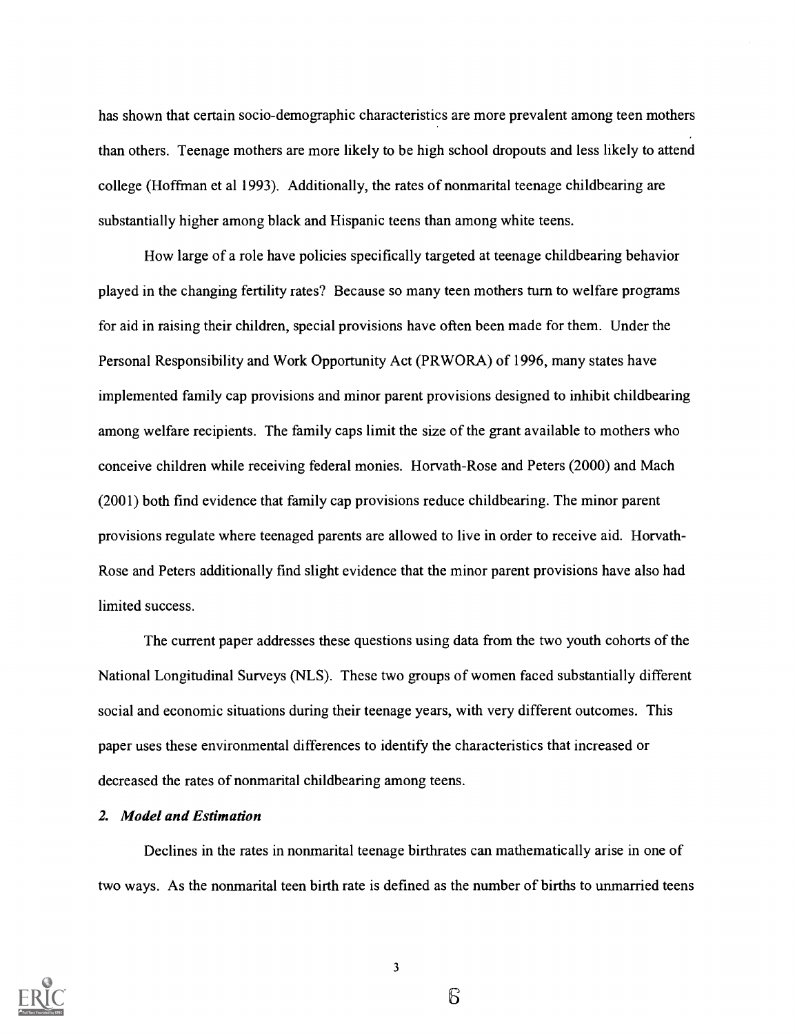has shown that certain socio-demographic characteristics are more prevalent among teen mothers than others. Teenage mothers are more likely to be high school dropouts and less likely to attend college (Hoffman et al 1993). Additionally, the rates of nonmarital teenage childbearing are substantially higher among black and Hispanic teens than among white teens.

How large of a role have policies specifically targeted at teenage childbearing behavior played in the changing fertility rates? Because so many teen mothers turn to welfare programs for aid in raising their children, special provisions have often been made for them. Under the Personal Responsibility and Work Opportunity Act (PRWORA) of 1996, many states have implemented family cap provisions and minor parent provisions designed to inhibit childbearing among welfare recipients. The family caps limit the size of the grant available to mothers who conceive children while receiving federal monies. Horvath-Rose and Peters (2000) and Mach (2001) both find evidence that family cap provisions reduce childbearing. The minor parent provisions regulate where teenaged parents are allowed to live in order to receive aid. Horvath-Rose and Peters additionally find slight evidence that the minor parent provisions have also had limited success.

The current paper addresses these questions using data from the two youth cohorts of the National Longitudinal Surveys (NLS). These two groups of women faced substantially different social and economic situations during their teenage years, with very different outcomes. This paper uses these environmental differences to identify the characteristics that increased or decreased the rates of nonmarital childbearing among teens.

## *2. Model and Estimation*

Declines in the rates in nonmarital teenage birthrates can mathematically arise in one of two ways. As the nonmarital teen birth rate is defined as the number of births to unmarried teens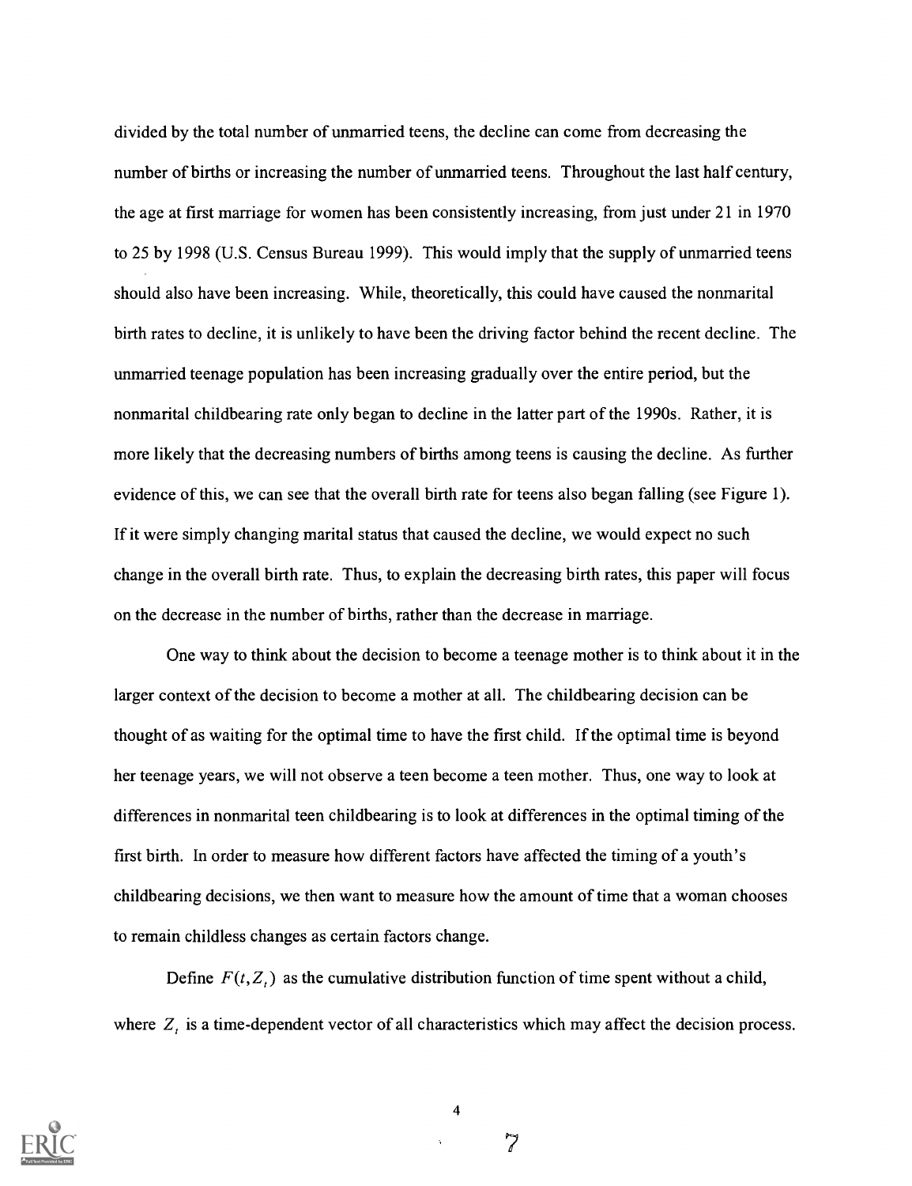divided by the total number of unmarried teens, the decline can come from decreasing the number of births or increasing the number of unmarried teens. Throughout the last half century, the age at first marriage for women has been consistently increasing, from just under 21 in 1970 to 25 by 1998 (U.S. Census Bureau 1999). This would imply that the supply of unmarried teens should also have been increasing. While, theoretically, this could have caused the nonmarital birth rates to decline, it is unlikely to have been the driving factor behind the recent decline. The unmarried teenage population has been increasing gradually over the entire period, but the nonmarital childbearing rate only began to decline in the latter part of the 1990s. Rather, it is more likely that the decreasing numbers of births among teens is causing the decline. As further evidence of this, we can see that the overall birth rate for teens also began falling (see Figure 1). If it were simply changing marital status that caused the decline, we would expect no such change in the overall birth rate. Thus, to explain the decreasing birth rates, this paper will focus on the decrease in the number of births, rather than the decrease in marriage.

One way to think about the decision to become a teenage mother is to think about it in the larger context of the decision to become a mother at all. The childbearing decision can be thought of as waiting for the optimal time to have the first child. If the optimal time is beyond her teenage years, we will not observe a teen become a teen mother. Thus, one way to look at differences in nonmarital teen childbearing is to look at differences in the optimal timing of the first birth. In order to measure how different factors have affected the timing of a youth's childbearing decisions, we then want to measure how the amount of time that a woman chooses to remain childless changes as certain factors change.

Define $F(t, Z_t)$ as the cumulative distribution function of time spent without a child, where $Z_t$ is a time-dependent vector of all characteristics which may affect the decision process.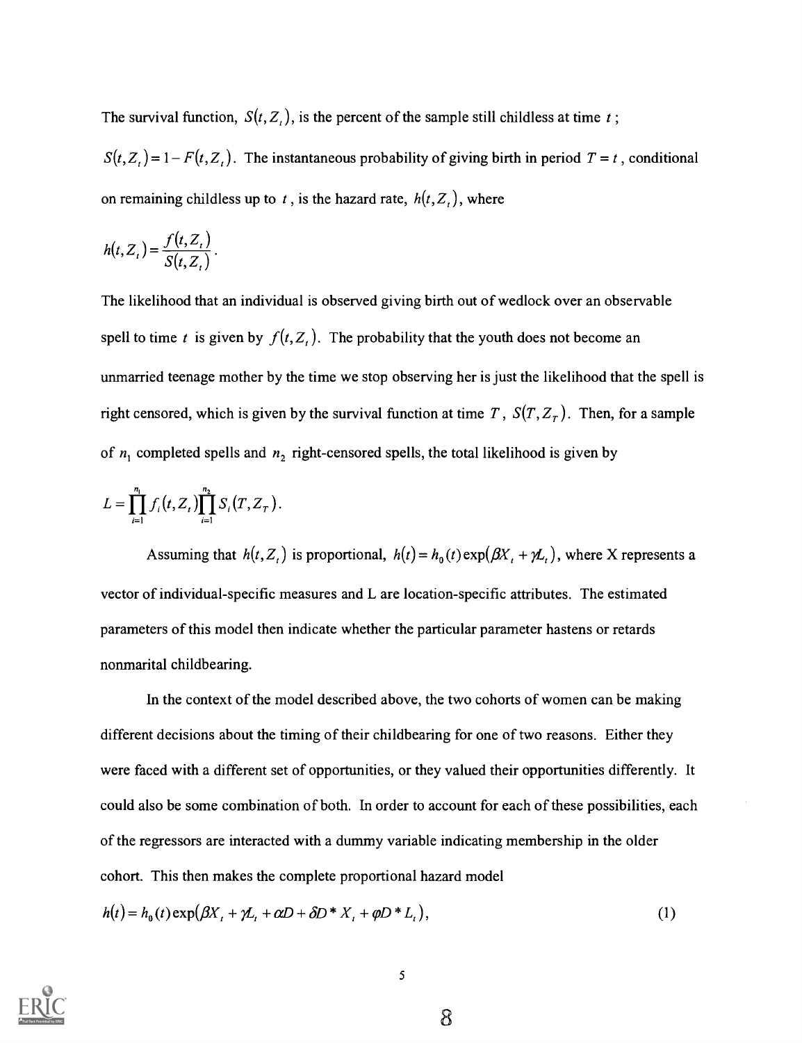The survival function, $S(t, Z_t)$, is the percent of the sample still childless at time $t$; $S(t, Z_t) = 1 - F(t, Z_t)$. The instantaneous probability of giving birth in period $T = t$, conditional on remaining childless up to $t$, is the hazard rate, $h(t, Z_t)$, where

$$h(t, Z_t) = \frac{f(t, Z_t)}{S(t, Z_t)}.$$

The likelihood that an individual is observed giving birth out of wedlock over an observable spell to time $t$ is given by $f(t, Z_t)$. The probability that the youth does not become an unmarried teenage mother by the time we stop observing her is just the likelihood that the spell is right censored, which is given by the survival function at time $T$, $S(T, Z_T)$. Then, for a sample of $n_1$ completed spells and $n_2$ right-censored spells, the total likelihood is given by

$$L = \prod_{i=1}^{n_1} f_i(t, Z_t) \prod_{i=1}^{n_2} S_i(T, Z_T).$$

Assuming that $h(t, Z_t)$ is proportional, $h(t) = h_0(t)\exp(\beta X_t + \gamma L_t)$, where X represents a vector of individual-specific measures and L are location-specific attributes. The estimated parameters of this model then indicate whether the particular parameter hastens or retards nonmarital childbearing.

In the context of the model described above, the two cohorts of women can be making different decisions about the timing of their childbearing for one of two reasons. Either they were faced with a different set of opportunities, or they valued their opportunities differently. It could also be some combination of both. In order to account for each of these possibilities, each of the regressors are interacted with a dummy variable indicating membership in the older cohort. This then makes the complete proportional hazard model

$$h(t) = h_0(t)\exp(\beta X_t + \gamma L_t + \alpha D + \delta D * X_t + \varphi D * L_t), \tag{1}$$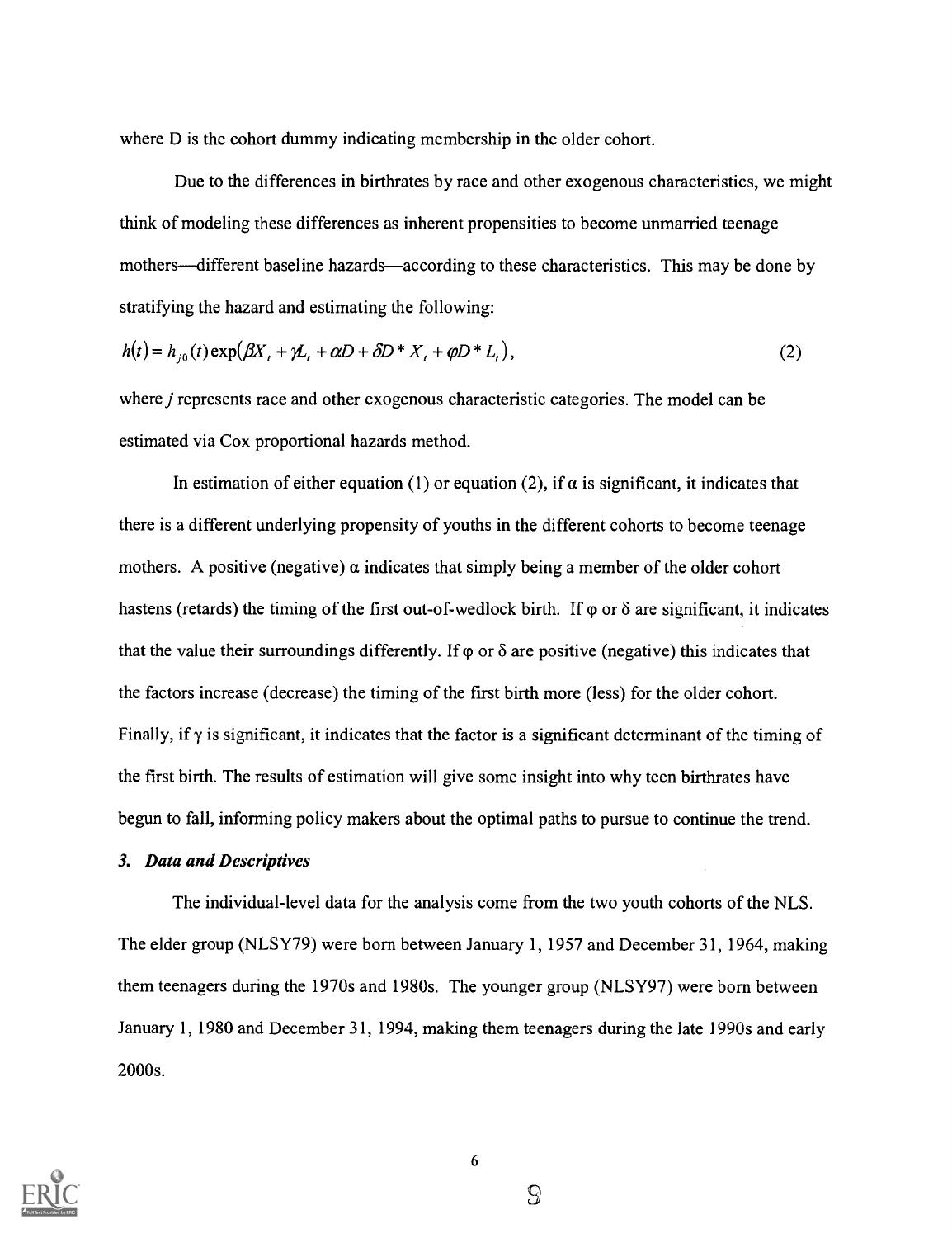where D is the cohort dummy indicating membership in the older cohort.

Due to the differences in birthrates by race and other exogenous characteristics, we might think of modeling these differences as inherent propensities to become unmarried teenage mothers—different baseline hazards—according to these characteristics. This may be done by stratifying the hazard and estimating the following:

$$h(t) = h_{j0}(t)\exp(\beta X_t + \gamma L_t + \alpha D + \delta D * X_t + \varphi D * L_t), \tag{2}$$

where $j$ represents race and other exogenous characteristic categories. The model can be estimated via Cox proportional hazards method.

In estimation of either equation (1) or equation (2), if $\alpha$ is significant, it indicates that there is a different underlying propensity of youths in the different cohorts to become teenage mothers. A positive (negative) $\alpha$ indicates that simply being a member of the older cohort hastens (retards) the timing of the first out-of-wedlock birth. If $\varphi$ or $\delta$ are significant, it indicates that the value their surroundings differently. If $\varphi$ or $\delta$ are positive (negative) this indicates that the factors increase (decrease) the timing of the first birth more (less) for the older cohort. Finally, if $\gamma$ is significant, it indicates that the factor is a significant determinant of the timing of the first birth. The results of estimation will give some insight into why teen birthrates have begun to fall, informing policy makers about the optimal paths to pursue to continue the trend.

### *3. Data and Descriptives*

The individual-level data for the analysis come from the two youth cohorts of the NLS. The elder group (NLSY79) were born between January 1, 1957 and December 31, 1964, making them teenagers during the 1970s and 1980s. The younger group (NLSY97) were born between January 1, 1980 and December 31, 1994, making them teenagers during the late 1990s and early 2000s.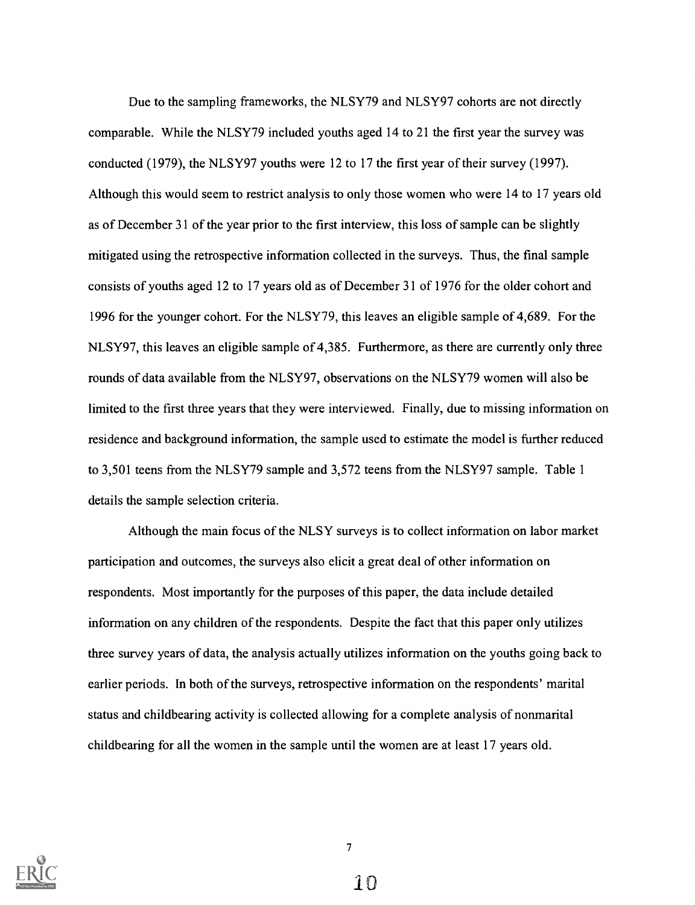Due to the sampling frameworks, the NLSY79 and NLSY97 cohorts are not directly comparable. While the NLSY79 included youths aged 14 to 21 the first year the survey was conducted (1979), the NLSY97 youths were 12 to 17 the first year of their survey (1997). Although this would seem to restrict analysis to only those women who were 14 to 17 years old as of December 31 of the year prior to the first interview, this loss of sample can be slightly mitigated using the retrospective information collected in the surveys. Thus, the final sample consists of youths aged 12 to 17 years old as of December 31 of 1976 for the older cohort and 1996 for the younger cohort. For the NLSY79, this leaves an eligible sample of 4,689. For the NLSY97, this leaves an eligible sample of 4,385. Furthermore, as there are currently only three rounds of data available from the NLSY97, observations on the NLSY79 women will also be limited to the first three years that they were interviewed. Finally, due to missing information on residence and background information, the sample used to estimate the model is further reduced to 3,501 teens from the NLSY79 sample and 3,572 teens from the NLSY97 sample. Table 1 details the sample selection criteria.

Although the main focus of the NLSY surveys is to collect information on labor market participation and outcomes, the surveys also elicit a great deal of other information on respondents. Most importantly for the purposes of this paper, the data include detailed information on any children of the respondents. Despite the fact that this paper only utilizes three survey years of data, the analysis actually utilizes information on the youths going back to earlier periods. In both of the surveys, retrospective information on the respondents' marital status and childbearing activity is collected allowing for a complete analysis of nonmarital childbearing for all the women in the sample until the women are at least 17 years old.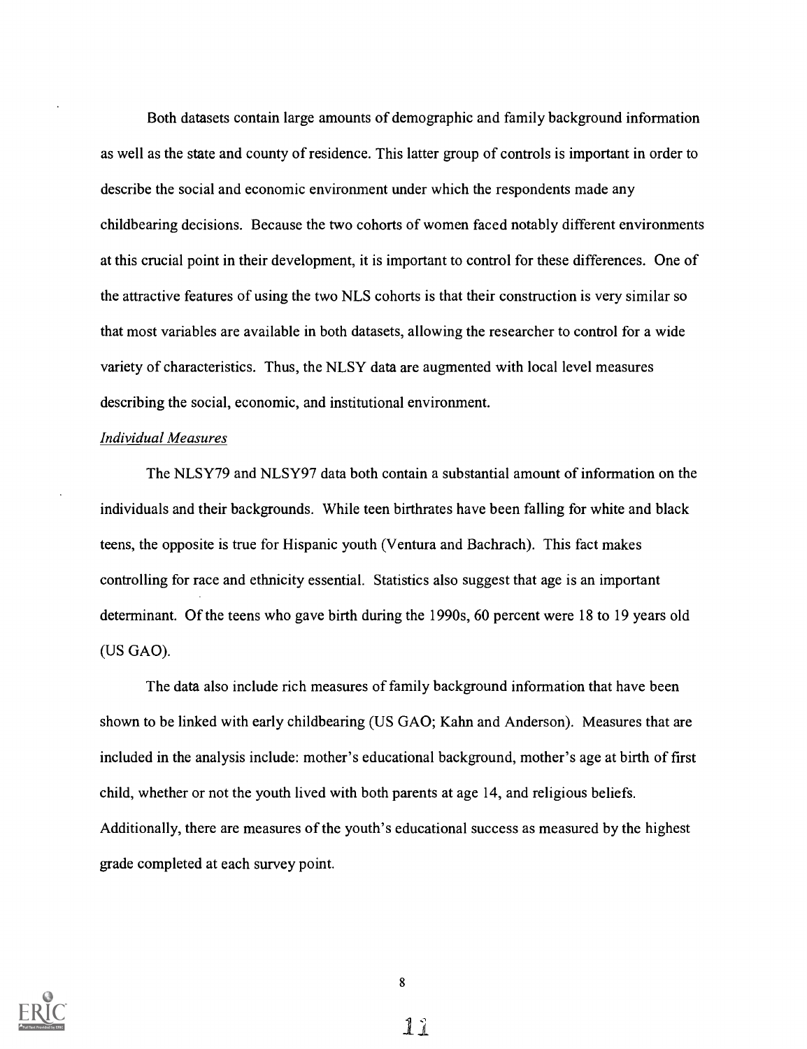Both datasets contain large amounts of demographic and family background information as well as the state and county of residence. This latter group of controls is important in order to describe the social and economic environment under which the respondents made any childbearing decisions. Because the two cohorts of women faced notably different environments at this crucial point in their development, it is important to control for these differences. One of the attractive features of using the two NLS cohorts is that their construction is very similar so that most variables are available in both datasets, allowing the researcher to control for a wide variety of characteristics. Thus, the NLSY data are augmented with local level measures describing the social, economic, and institutional environment.

*Individual Measures*

The NLSY79 and NLSY97 data both contain a substantial amount of information on the individuals and their backgrounds. While teen birthrates have been falling for white and black teens, the opposite is true for Hispanic youth (Ventura and Bachrach). This fact makes controlling for race and ethnicity essential. Statistics also suggest that age is an important determinant. Of the teens who gave birth during the 1990s, 60 percent were 18 to 19 years old (US GAO).

The data also include rich measures of family background information that have been shown to be linked with early childbearing (US GAO; Kahn and Anderson). Measures that are included in the analysis include: mother's educational background, mother's age at birth of first child, whether or not the youth lived with both parents at age 14, and religious beliefs. Additionally, there are measures of the youth's educational success as measured by the highest grade completed at each survey point.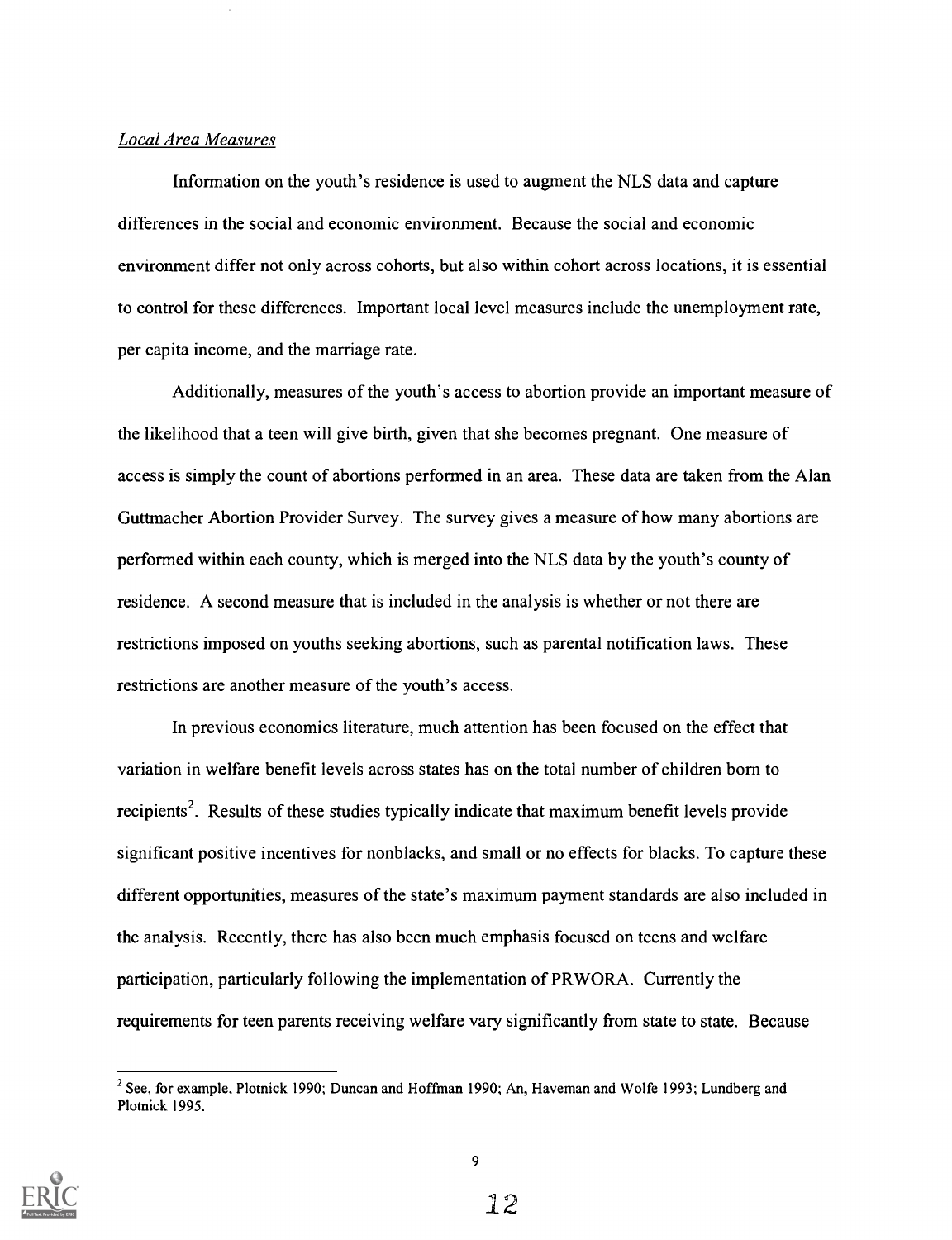*Local Area Measures*

Information on the youth's residence is used to augment the NLS data and capture differences in the social and economic environment. Because the social and economic environment differ not only across cohorts, but also within cohort across locations, it is essential to control for these differences. Important local level measures include the unemployment rate, per capita income, and the marriage rate.

Additionally, measures of the youth's access to abortion provide an important measure of the likelihood that a teen will give birth, given that she becomes pregnant. One measure of access is simply the count of abortions performed in an area. These data are taken from the Alan Guttmacher Abortion Provider Survey. The survey gives a measure of how many abortions are performed within each county, which is merged into the NLS data by the youth's county of residence. A second measure that is included in the analysis is whether or not there are restrictions imposed on youths seeking abortions, such as parental notification laws. These restrictions are another measure of the youth's access.

In previous economics literature, much attention has been focused on the effect that variation in welfare benefit levels across states has on the total number of children born to recipients[2]. Results of these studies typically indicate that maximum benefit levels provide significant positive incentives for nonblacks, and small or no effects for blacks. To capture these different opportunities, measures of the state's maximum payment standards are also included in the analysis. Recently, there has also been much emphasis focused on teens and welfare participation, particularly following the implementation of PRWORA. Currently the requirements for teen parents receiving welfare vary significantly from state to state. Because

[2] See, for example, Plotnick 1990; Duncan and Hoffman 1990; An, Haveman and Wolfe 1993; Lundberg and Plotnick 1995.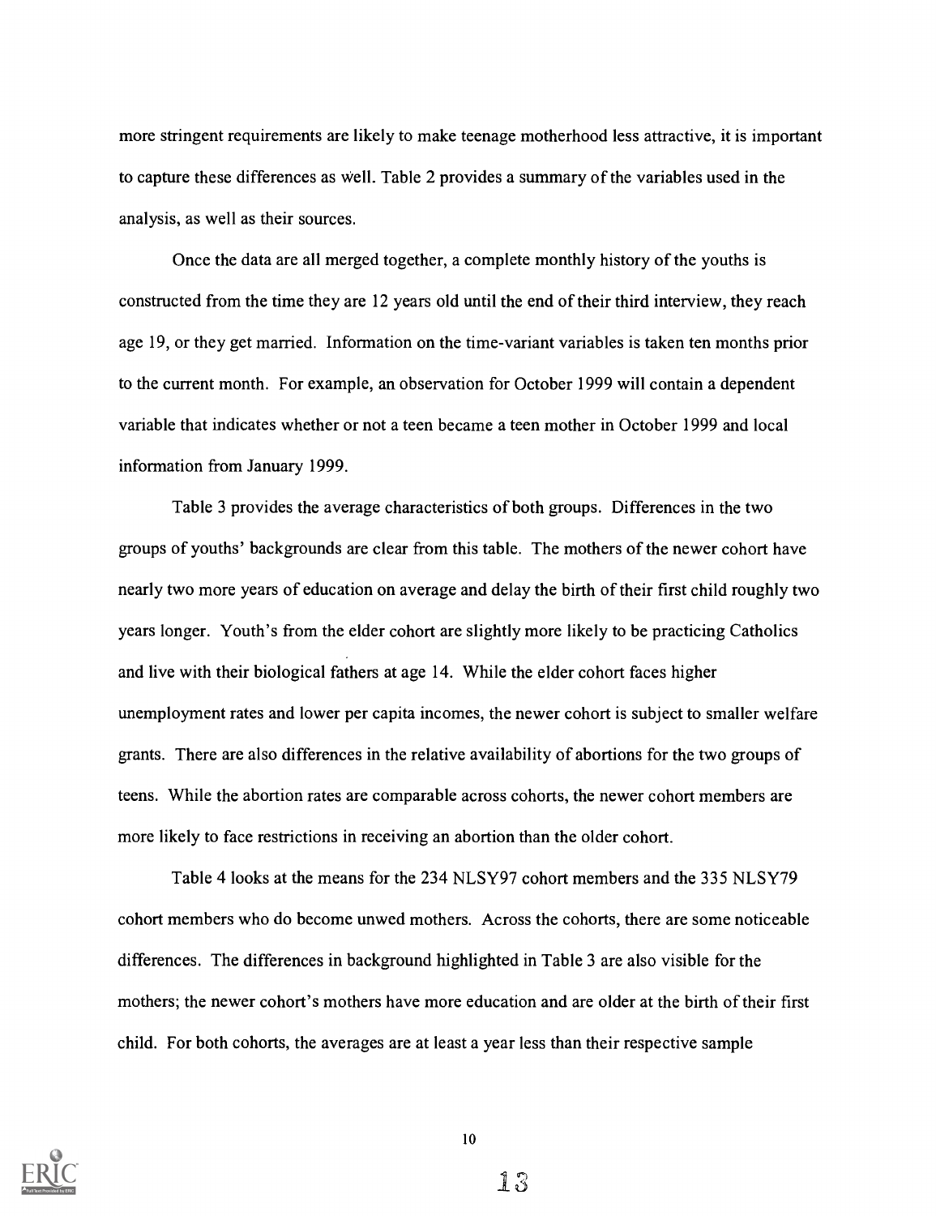more stringent requirements are likely to make teenage motherhood less attractive, it is important to capture these differences as well. Table 2 provides a summary of the variables used in the analysis, as well as their sources.

Once the data are all merged together, a complete monthly history of the youths is constructed from the time they are 12 years old until the end of their third interview, they reach age 19, or they get married. Information on the time-variant variables is taken ten months prior to the current month. For example, an observation for October 1999 will contain a dependent variable that indicates whether or not a teen became a teen mother in October 1999 and local information from January 1999.

Table 3 provides the average characteristics of both groups. Differences in the two groups of youths' backgrounds are clear from this table. The mothers of the newer cohort have nearly two more years of education on average and delay the birth of their first child roughly two years longer. Youth's from the elder cohort are slightly more likely to be practicing Catholics and live with their biological fathers at age 14. While the elder cohort faces higher unemployment rates and lower per capita incomes, the newer cohort is subject to smaller welfare grants. There are also differences in the relative availability of abortions for the two groups of teens. While the abortion rates are comparable across cohorts, the newer cohort members are more likely to face restrictions in receiving an abortion than the older cohort.

Table 4 looks at the means for the 234 NLSY97 cohort members and the 335 NLSY79 cohort members who do become unwed mothers. Across the cohorts, there are some noticeable differences. The differences in background highlighted in Table 3 are also visible for the mothers; the newer cohort's mothers have more education and are older at the birth of their first child. For both cohorts, the averages are at least a year less than their respective sample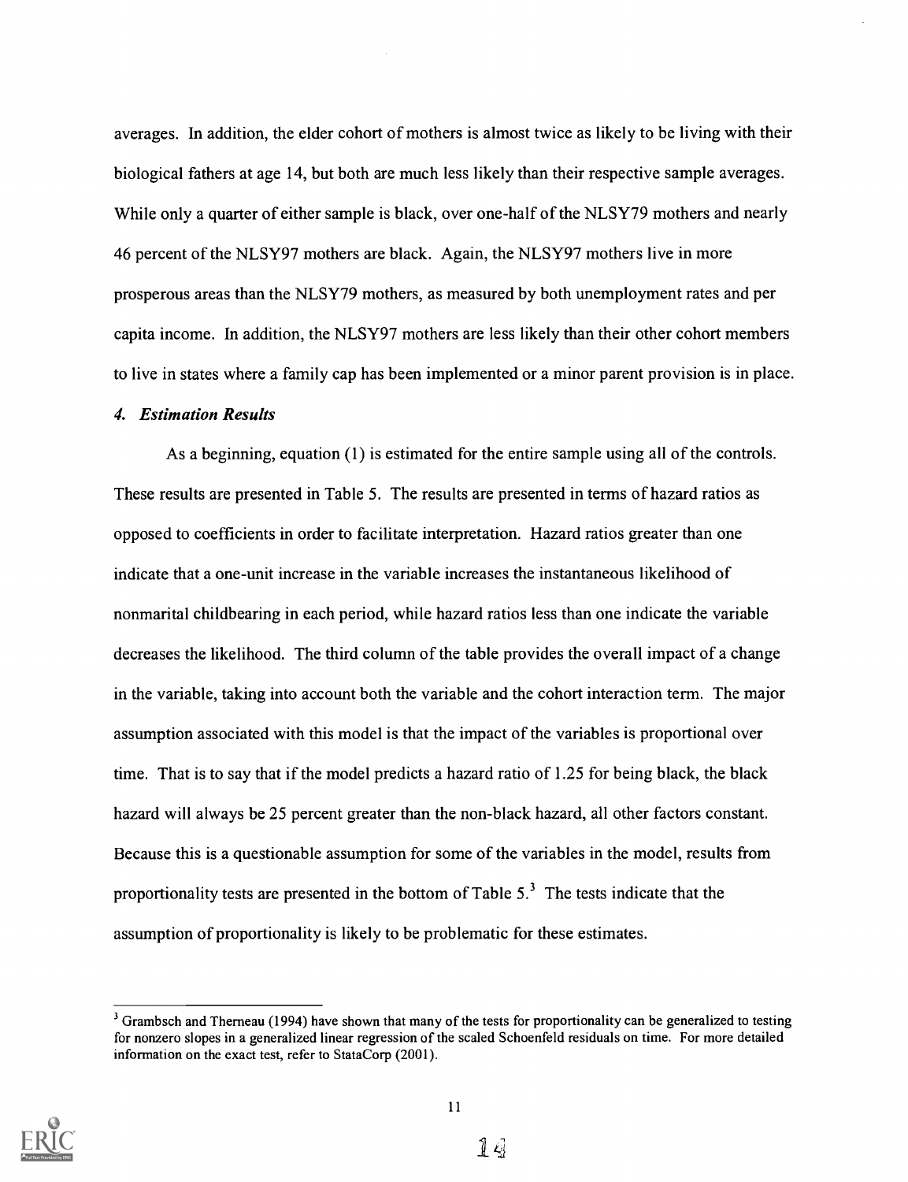averages. In addition, the elder cohort of mothers is almost twice as likely to be living with their biological fathers at age 14, but both are much less likely than their respective sample averages. While only a quarter of either sample is black, over one-half of the NLSY79 mothers and nearly 46 percent of the NLSY97 mothers are black. Again, the NLSY97 mothers live in more prosperous areas than the NLSY79 mothers, as measured by both unemployment rates and per capita income. In addition, the NLSY97 mothers are less likely than their other cohort members to live in states where a family cap has been implemented or a minor parent provision is in place.

### *4. Estimation Results*

As a beginning, equation (1) is estimated for the entire sample using all of the controls. These results are presented in Table 5. The results are presented in terms of hazard ratios as opposed to coefficients in order to facilitate interpretation. Hazard ratios greater than one indicate that a one-unit increase in the variable increases the instantaneous likelihood of nonmarital childbearing in each period, while hazard ratios less than one indicate the variable decreases the likelihood. The third column of the table provides the overall impact of a change in the variable, taking into account both the variable and the cohort interaction term. The major assumption associated with this model is that the impact of the variables is proportional over time. That is to say that if the model predicts a hazard ratio of 1.25 for being black, the black hazard will always be 25 percent greater than the non-black hazard, all other factors constant. Because this is a questionable assumption for some of the variables in the model, results from proportionality tests are presented in the bottom of Table 5.[3] The tests indicate that the assumption of proportionality is likely to be problematic for these estimates.

---

[3] Grambsch and Therneau (1994) have shown that many of the tests for proportionality can be generalized to testing for nonzero slopes in a generalized linear regression of the scaled Schoenfeld residuals on time. For more detailed information on the exact test, refer to StataCorp (2001).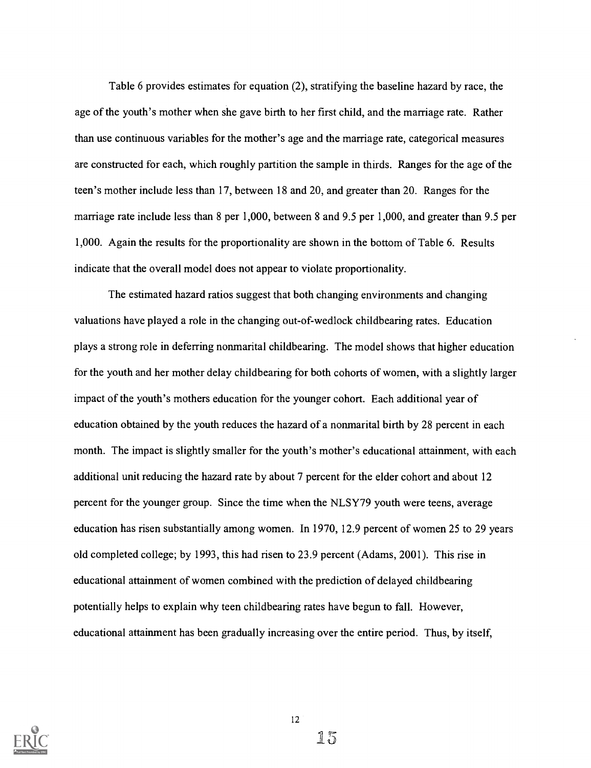Table 6 provides estimates for equation (2), stratifying the baseline hazard by race, the age of the youth's mother when she gave birth to her first child, and the marriage rate. Rather than use continuous variables for the mother's age and the marriage rate, categorical measures are constructed for each, which roughly partition the sample in thirds. Ranges for the age of the teen's mother include less than 17, between 18 and 20, and greater than 20. Ranges for the marriage rate include less than 8 per 1,000, between 8 and 9.5 per 1,000, and greater than 9.5 per 1,000. Again the results for the proportionality are shown in the bottom of Table 6. Results indicate that the overall model does not appear to violate proportionality.

The estimated hazard ratios suggest that both changing environments and changing valuations have played a role in the changing out-of-wedlock childbearing rates. Education plays a strong role in deferring nonmarital childbearing. The model shows that higher education for the youth and her mother delay childbearing for both cohorts of women, with a slightly larger impact of the youth's mothers education for the younger cohort. Each additional year of education obtained by the youth reduces the hazard of a nonmarital birth by 28 percent in each month. The impact is slightly smaller for the youth's mother's educational attainment, with each additional unit reducing the hazard rate by about 7 percent for the elder cohort and about 12 percent for the younger group. Since the time when the NLSY79 youth were teens, average education has risen substantially among women. In 1970, 12.9 percent of women 25 to 29 years old completed college; by 1993, this had risen to 23.9 percent (Adams, 2001). This rise in educational attainment of women combined with the prediction of delayed childbearing potentially helps to explain why teen childbearing rates have begun to fall. However, educational attainment has been gradually increasing over the entire period. Thus, by itself,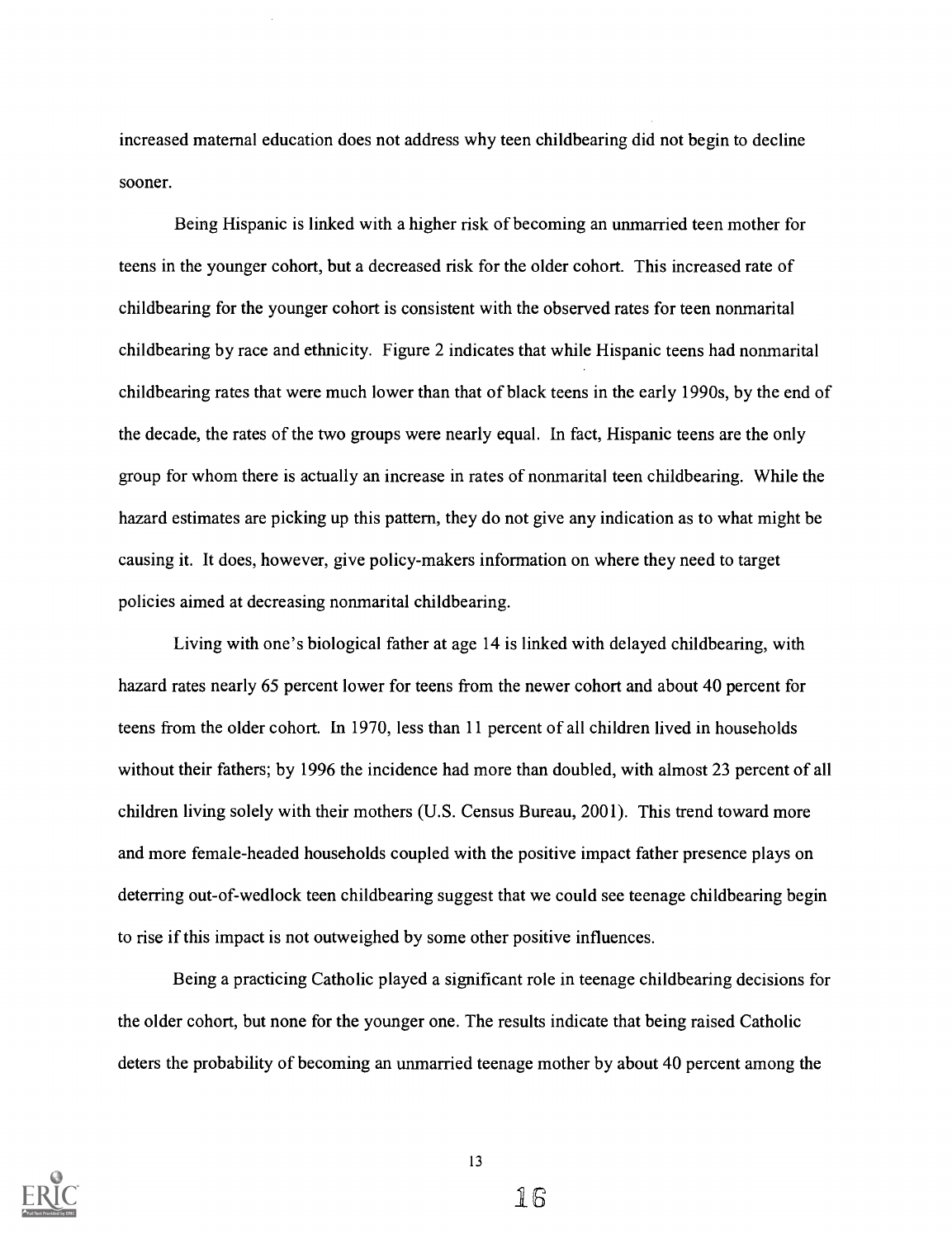increased maternal education does not address why teen childbearing did not begin to decline sooner.

Being Hispanic is linked with a higher risk of becoming an unmarried teen mother for teens in the younger cohort, but a decreased risk for the older cohort. This increased rate of childbearing for the younger cohort is consistent with the observed rates for teen nonmarital childbearing by race and ethnicity. Figure 2 indicates that while Hispanic teens had nonmarital childbearing rates that were much lower than that of black teens in the early 1990s, by the end of the decade, the rates of the two groups were nearly equal. In fact, Hispanic teens are the only group for whom there is actually an increase in rates of nonmarital teen childbearing. While the hazard estimates are picking up this pattern, they do not give any indication as to what might be causing it. It does, however, give policy-makers information on where they need to target policies aimed at decreasing nonmarital childbearing.

Living with one's biological father at age 14 is linked with delayed childbearing, with hazard rates nearly 65 percent lower for teens from the newer cohort and about 40 percent for teens from the older cohort. In 1970, less than 11 percent of all children lived in households without their fathers; by 1996 the incidence had more than doubled, with almost 23 percent of all children living solely with their mothers (U.S. Census Bureau, 2001). This trend toward more and more female-headed households coupled with the positive impact father presence plays on deterring out-of-wedlock teen childbearing suggest that we could see teenage childbearing begin to rise if this impact is not outweighed by some other positive influences.

Being a practicing Catholic played a significant role in teenage childbearing decisions for the older cohort, but none for the younger one. The results indicate that being raised Catholic deters the probability of becoming an unmarried teenage mother by about 40 percent among the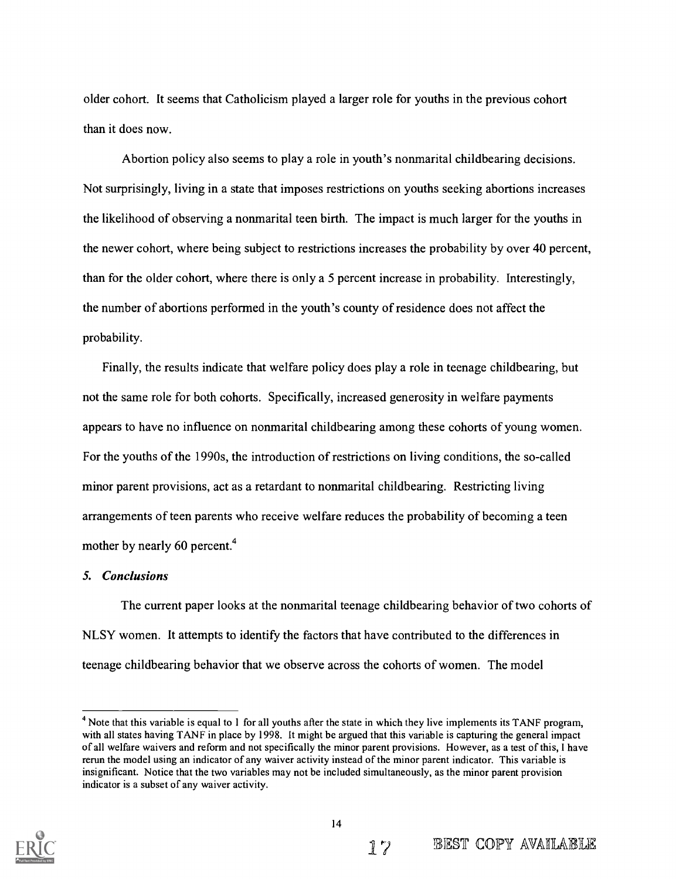older cohort. It seems that Catholicism played a larger role for youths in the previous cohort than it does now.

Abortion policy also seems to play a role in youth's nonmarital childbearing decisions. Not surprisingly, living in a state that imposes restrictions on youths seeking abortions increases the likelihood of observing a nonmarital teen birth. The impact is much larger for the youths in the newer cohort, where being subject to restrictions increases the probability by over 40 percent, than for the older cohort, where there is only a 5 percent increase in probability. Interestingly, the number of abortions performed in the youth's county of residence does not affect the probability.

Finally, the results indicate that welfare policy does play a role in teenage childbearing, but not the same role for both cohorts. Specifically, increased generosity in welfare payments appears to have no influence on nonmarital childbearing among these cohorts of young women. For the youths of the 1990s, the introduction of restrictions on living conditions, the so-called minor parent provisions, act as a retardant to nonmarital childbearing. Restricting living arrangements of teen parents who receive welfare reduces the probability of becoming a teen mother by nearly 60 percent.[4]

### *5. Conclusions*

The current paper looks at the nonmarital teenage childbearing behavior of two cohorts of NLSY women. It attempts to identify the factors that have contributed to the differences in teenage childbearing behavior that we observe across the cohorts of women. The model

---

[4] Note that this variable is equal to 1 for all youths after the state in which they live implements its TANF program, with all states having TANF in place by 1998. It might be argued that this variable is capturing the general impact of all welfare waivers and reform and not specifically the minor parent provisions. However, as a test of this, I have rerun the model using an indicator of any waiver activity instead of the minor parent indicator. This variable is insignificant. Notice that the two variables may not be included simultaneously, as the minor parent provision indicator is a subset of any waiver activity.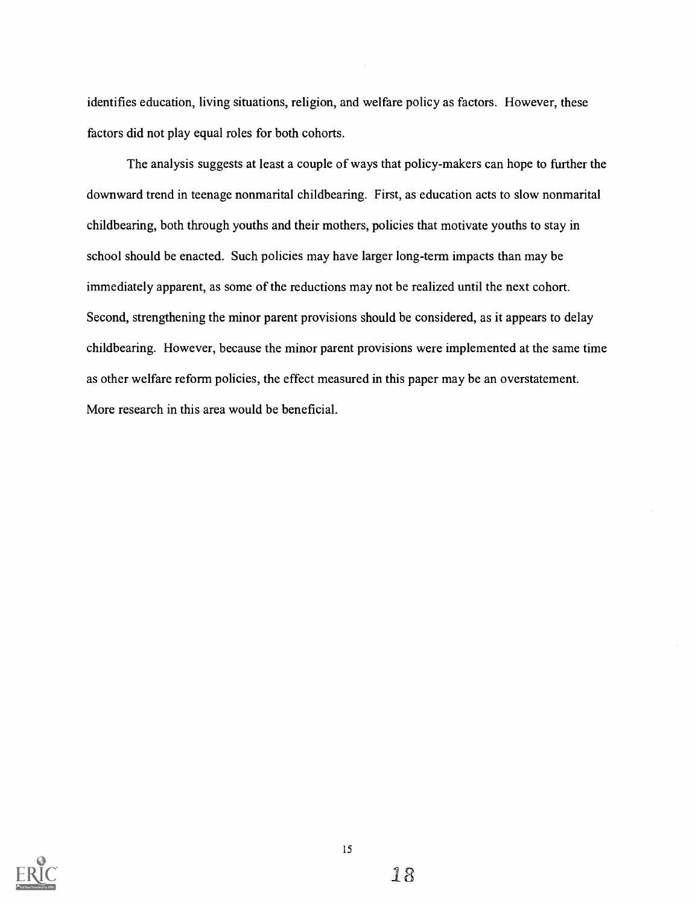identifies education, living situations, religion, and welfare policy as factors. However, these factors did not play equal roles for both cohorts.

The analysis suggests at least a couple of ways that policy-makers can hope to further the downward trend in teenage nonmarital childbearing. First, as education acts to slow nonmarital childbearing, both through youths and their mothers, policies that motivate youths to stay in school should be enacted. Such policies may have larger long-term impacts than may be immediately apparent, as some of the reductions may not be realized until the next cohort. Second, strengthening the minor parent provisions should be considered, as it appears to delay childbearing. However, because the minor parent provisions were implemented at the same time as other welfare reform policies, the effect measured in this paper may be an overstatement. More research in this area would be beneficial.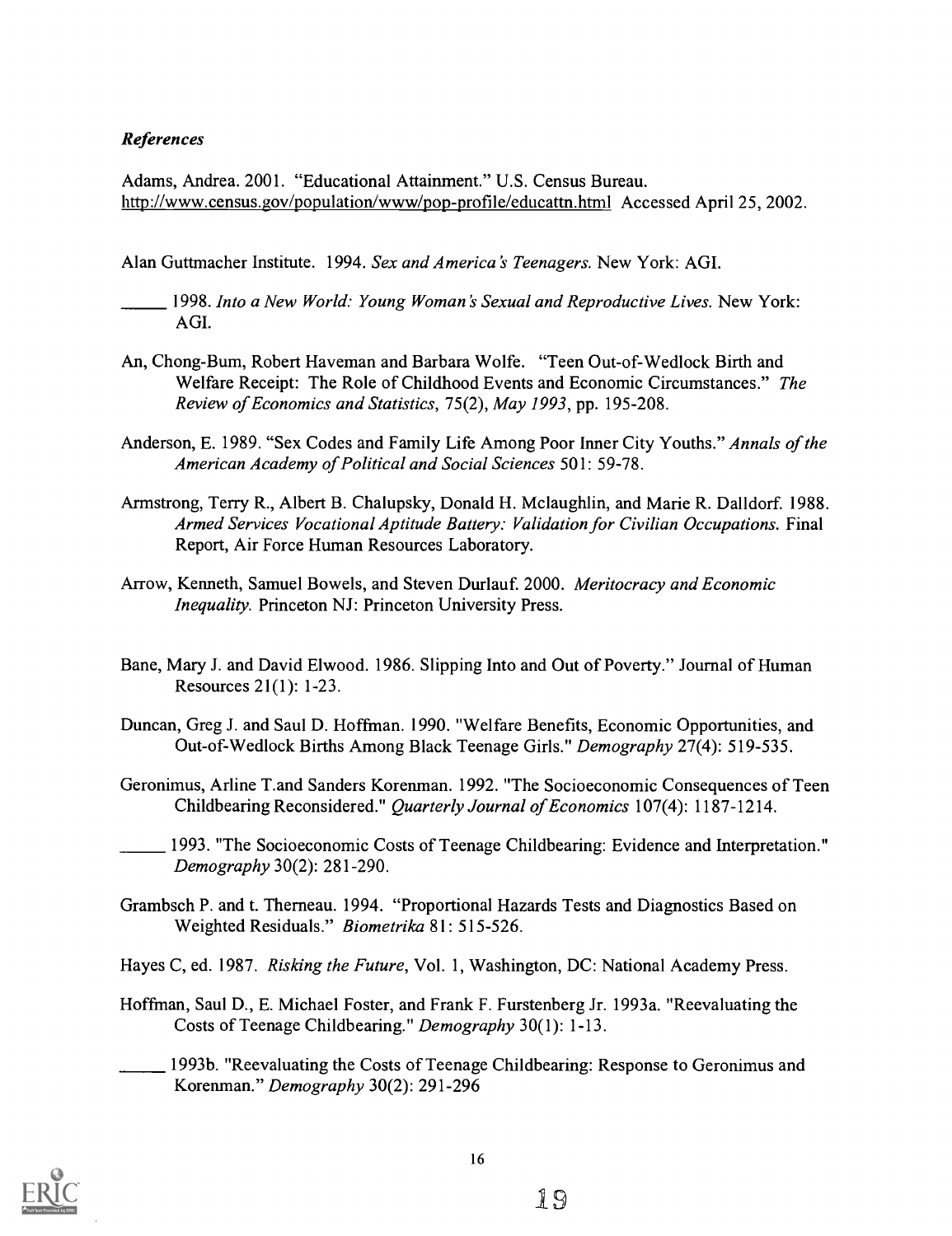### *References*

Adams, Andrea. 2001. "Educational Attainment." U.S. Census Bureau. http://www.census.gov/population/www/pop-profile/educattn.html Accessed April 25, 2002.

Alan Guttmacher Institute. 1994. *Sex and America's Teenagers*. New York: AGI.

_____ 1998. *Into a New World: Young Woman's Sexual and Reproductive Lives*. New York: AGI.

An, Chong-Bum, Robert Haveman and Barbara Wolfe. "Teen Out-of-Wedlock Birth and Welfare Receipt: The Role of Childhood Events and Economic Circumstances." *The Review of Economics and Statistics*, 75(2), *May 1993*, pp. 195-208.

Anderson, E. 1989. "Sex Codes and Family Life Among Poor Inner City Youths." *Annals of the American Academy of Political and Social Sciences* 501: 59-78.

Armstrong, Terry R., Albert B. Chalupsky, Donald H. Mclaughlin, and Marie R. Dalldorf. 1988. *Armed Services Vocational Aptitude Battery: Validation for Civilian Occupations*. Final Report, Air Force Human Resources Laboratory.

Arrow, Kenneth, Samuel Bowels, and Steven Durlauf. 2000. *Meritocracy and Economic Inequality*. Princeton NJ: Princeton University Press.

Bane, Mary J. and David Elwood. 1986. Slipping Into and Out of Poverty." Journal of Human Resources 21(1): 1-23.

Duncan, Greg J. and Saul D. Hoffman. 1990. "Welfare Benefits, Economic Opportunities, and Out-of-Wedlock Births Among Black Teenage Girls." *Demography* 27(4): 519-535.

Geronimus, Arline T.and Sanders Korenman. 1992. "The Socioeconomic Consequences of Teen Childbearing Reconsidered." *Quarterly Journal of Economics* 107(4): 1187-1214.

_____ 1993. "The Socioeconomic Costs of Teenage Childbearing: Evidence and Interpretation." *Demography* 30(2): 281-290.

Grambsch P. and t. Therneau. 1994. "Proportional Hazards Tests and Diagnostics Based on Weighted Residuals." *Biometrika* 81: 515-526.

Hayes C, ed. 1987. *Risking the Future*, Vol. 1, Washington, DC: National Academy Press.

Hoffman, Saul D., E. Michael Foster, and Frank F. Furstenberg Jr. 1993a. "Reevaluating the Costs of Teenage Childbearing." *Demography* 30(1): 1-13.

_____ 1993b. "Reevaluating the Costs of Teenage Childbearing: Response to Geronimus and Korenman." *Demography* 30(2): 291-296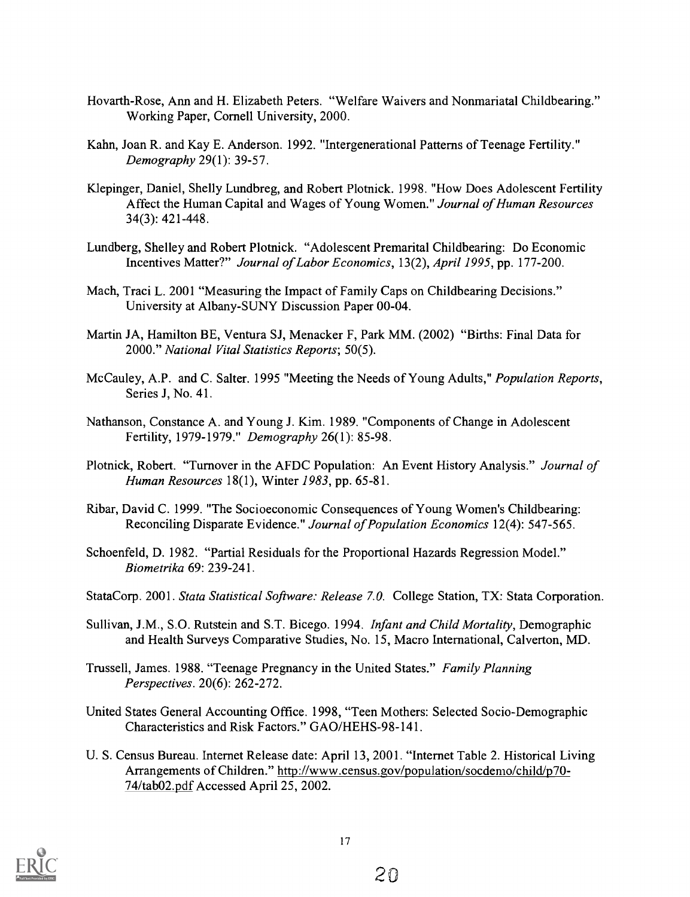Hovarth-Rose, Ann and H. Elizabeth Peters. "Welfare Waivers and Nonmariatal Childbearing." Working Paper, Cornell University, 2000.

Kahn, Joan R. and Kay E. Anderson. 1992. "Intergenerational Patterns of Teenage Fertility." *Demography* 29(1): 39-57.

Klepinger, Daniel, Shelly Lundbreg, and Robert Plotnick. 1998. "How Does Adolescent Fertility Affect the Human Capital and Wages of Young Women." *Journal of Human Resources* 34(3): 421-448.

Lundberg, Shelley and Robert Plotnick. "Adolescent Premarital Childbearing: Do Economic Incentives Matter?" *Journal of Labor Economics*, 13(2), *April 1995*, pp. 177-200.

Mach, Traci L. 2001 "Measuring the Impact of Family Caps on Childbearing Decisions." University at Albany-SUNY Discussion Paper 00-04.

Martin JA, Hamilton BE, Ventura SJ, Menacker F, Park MM. (2002) "Births: Final Data for 2000." *National Vital Statistics Reports*; 50(5).

McCauley, A.P. and C. Salter. 1995 "Meeting the Needs of Young Adults," *Population Reports*, Series J, No. 41.

Nathanson, Constance A. and Young J. Kim. 1989. "Components of Change in Adolescent Fertility, 1979-1979." *Demography* 26(1): 85-98.

Plotnick, Robert. "Turnover in the AFDC Population: An Event History Analysis." *Journal of Human Resources* 18(1), Winter *1983*, pp. 65-81.

Ribar, David C. 1999. "The Socioeconomic Consequences of Young Women's Childbearing: Reconciling Disparate Evidence." *Journal of Population Economics* 12(4): 547-565.

Schoenfeld, D. 1982. "Partial Residuals for the Proportional Hazards Regression Model." *Biometrika* 69: 239-241.

StataCorp. 2001. *Stata Statistical Software: Release 7.0.* College Station, TX: Stata Corporation.

Sullivan, J.M., S.O. Rutstein and S.T. Bicego. 1994. *Infant and Child Mortality*, Demographic and Health Surveys Comparative Studies, No. 15, Macro International, Calverton, MD.

Trussell, James. 1988. "Teenage Pregnancy in the United States." *Family Planning Perspectives*. 20(6): 262-272.

United States General Accounting Office. 1998, "Teen Mothers: Selected Socio-Demographic Characteristics and Risk Factors." GAO/HEHS-98-141.

U. S. Census Bureau. Internet Release date: April 13, 2001. "Internet Table 2. Historical Living Arrangements of Children." http://www.census.gov/population/socdemo/child/p70-74/tab02.pdf Accessed April 25, 2002.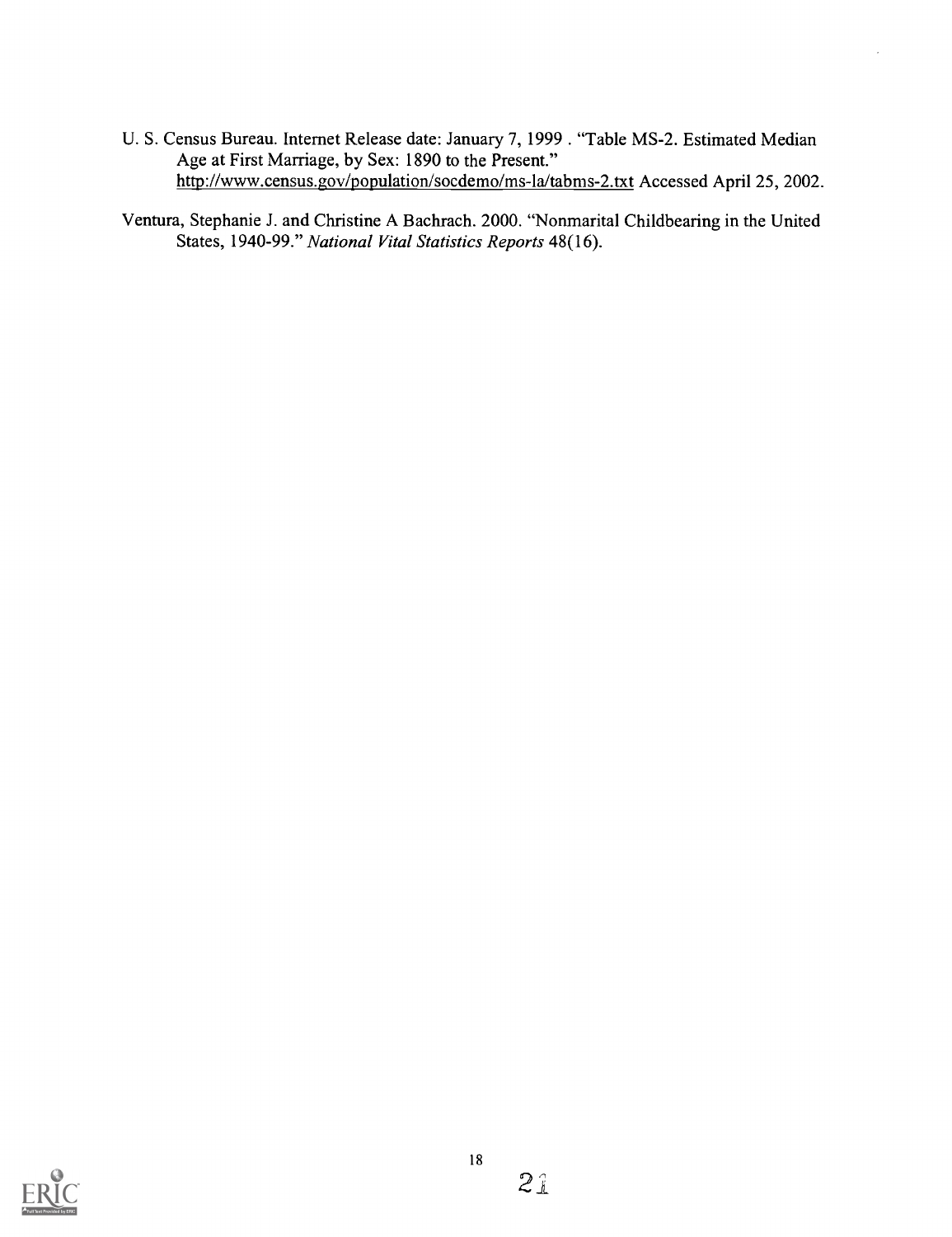U. S. Census Bureau. Internet Release date: January 7, 1999 . "Table MS-2. Estimated Median Age at First Marriage, by Sex: 1890 to the Present." http://www.census.gov/population/socdemo/ms-la/tabms-2.txt Accessed April 25, 2002.

Ventura, Stephanie J. and Christine A Bachrach. 2000. "Nonmarital Childbearing in the United States, 1940-99." *National Vital Statistics Reports* 48(16).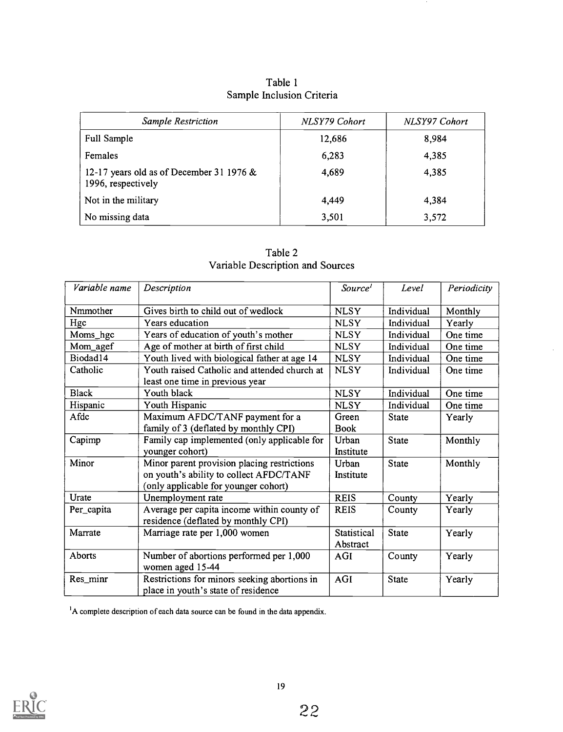Table 1
Sample Inclusion Criteria

| *Sample Restriction* | *NLSY79 Cohort* | *NLSY97 Cohort* |
|---|---|---|
| Full Sample | 12,686 | 8,984 |
| Females | 6,283 | 4,385 |
| 12-17 years old as of December 31 1976 & 1996, respectively | 4,689 | 4,385 |
| Not in the military | 4,449 | 4,384 |
| No missing data | 3,501 | 3,572 |

Table 2
Variable Description and Sources

| *Variable name* | *Description* | *Source*[1] | *Level* | *Periodicity* |
|---|---|---|---|---|
| Nmmother | Gives birth to child out of wedlock | NLSY | Individual | Monthly |
| Hgc | Years education | NLSY | Individual | Yearly |
| Moms_hgc | Years of education of youth's mother | NLSY | Individual | One time |
| Mom_agef | Age of mother at birth of first child | NLSY | Individual | One time |
| Biodad14 | Youth lived with biological father at age 14 | NLSY | Individual | One time |
| Catholic | Youth raised Catholic and attended church at least one time in previous year | NLSY | Individual | One time |
| Black | Youth black | NLSY | Individual | One time |
| Hispanic | Youth Hispanic | NLSY | Individual | One time |
| Afdc | Maximum AFDC/TANF payment for a family of 3 (deflated by monthly CPI) | Green Book | State | Yearly |
| Capimp | Family cap implemented (only applicable for younger cohort) | Urban Institute | State | Monthly |
| Minor | Minor parent provision placing restrictions on youth's ability to collect AFDC/TANF (only applicable for younger cohort) | Urban Institute | State | Monthly |
| Urate | Unemployment rate | REIS | County | Yearly |
| Per_capita | Average per capita income within county of residence (deflated by monthly CPI) | REIS | County | Yearly |
| Marrate | Marriage rate per 1,000 women | Statistical Abstract | State | Yearly |
| Aborts | Number of abortions performed per 1,000 women aged 15-44 | AGI | County | Yearly |
| Res_minr | Restrictions for minors seeking abortions in place in youth's state of residence | AGI | State | Yearly |

[1]A complete description of each data source can be found in the data appendix.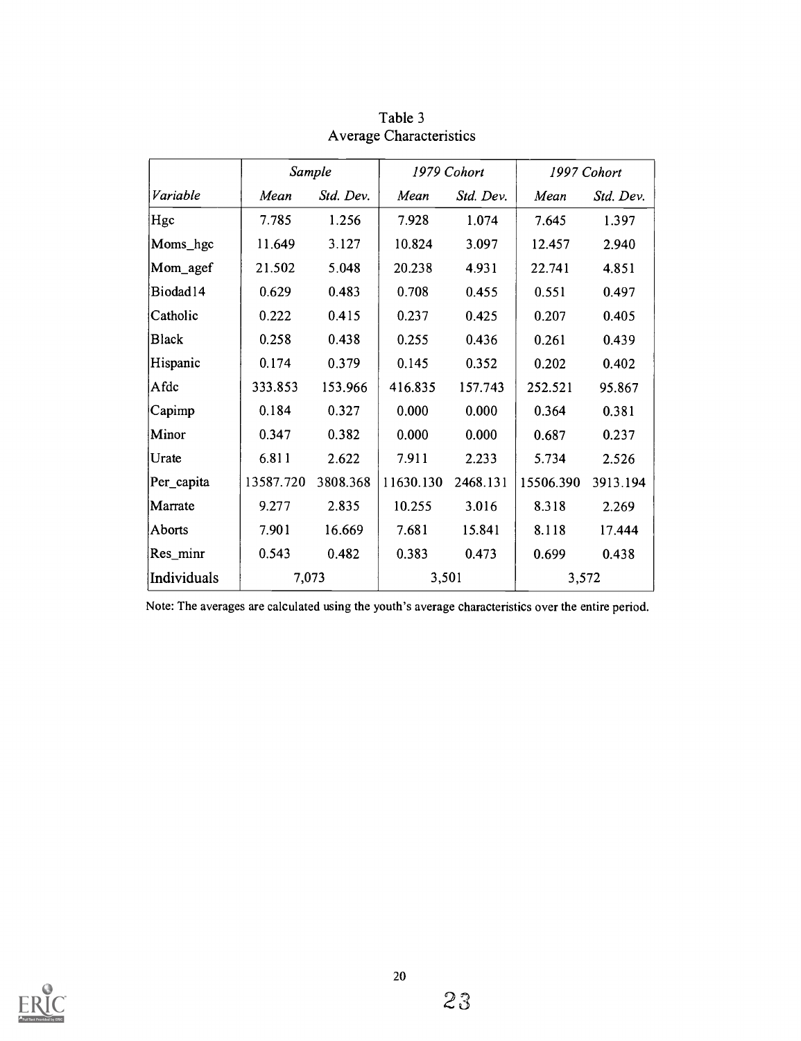Table 3
Average Characteristics

| | Sample | | 1979 Cohort | | 1997 Cohort | |
|---|---|---|---|---|---|---|
| *Variable* | *Mean* | *Std. Dev.* | *Mean* | *Std. Dev.* | *Mean* | *Std. Dev.* |
| Hgc | 7.785 | 1.256 | 7.928 | 1.074 | 7.645 | 1.397 |
| Moms_hgc | 11.649 | 3.127 | 10.824 | 3.097 | 12.457 | 2.940 |
| Mom_agef | 21.502 | 5.048 | 20.238 | 4.931 | 22.741 | 4.851 |
| Biodad14 | 0.629 | 0.483 | 0.708 | 0.455 | 0.551 | 0.497 |
| Catholic | 0.222 | 0.415 | 0.237 | 0.425 | 0.207 | 0.405 |
| Black | 0.258 | 0.438 | 0.255 | 0.436 | 0.261 | 0.439 |
| Hispanic | 0.174 | 0.379 | 0.145 | 0.352 | 0.202 | 0.402 |
| Afdc | 333.853 | 153.966 | 416.835 | 157.743 | 252.521 | 95.867 |
| Capimp | 0.184 | 0.327 | 0.000 | 0.000 | 0.364 | 0.381 |
| Minor | 0.347 | 0.382 | 0.000 | 0.000 | 0.687 | 0.237 |
| Urate | 6.811 | 2.622 | 7.911 | 2.233 | 5.734 | 2.526 |
| Per_capita | 13587.720 | 3808.368 | 11630.130 | 2468.131 | 15506.390 | 3913.194 |
| Marrate | 9.277 | 2.835 | 10.255 | 3.016 | 8.318 | 2.269 |
| Aborts | 7.901 | 16.669 | 7.681 | 15.841 | 8.118 | 17.444 |
| Res_minr | 0.543 | 0.482 | 0.383 | 0.473 | 0.699 | 0.438 |
| Individuals | 7,073 | | 3,501 | | 3,572 | |

Note: The averages are calculated using the youth's average characteristics over the entire period.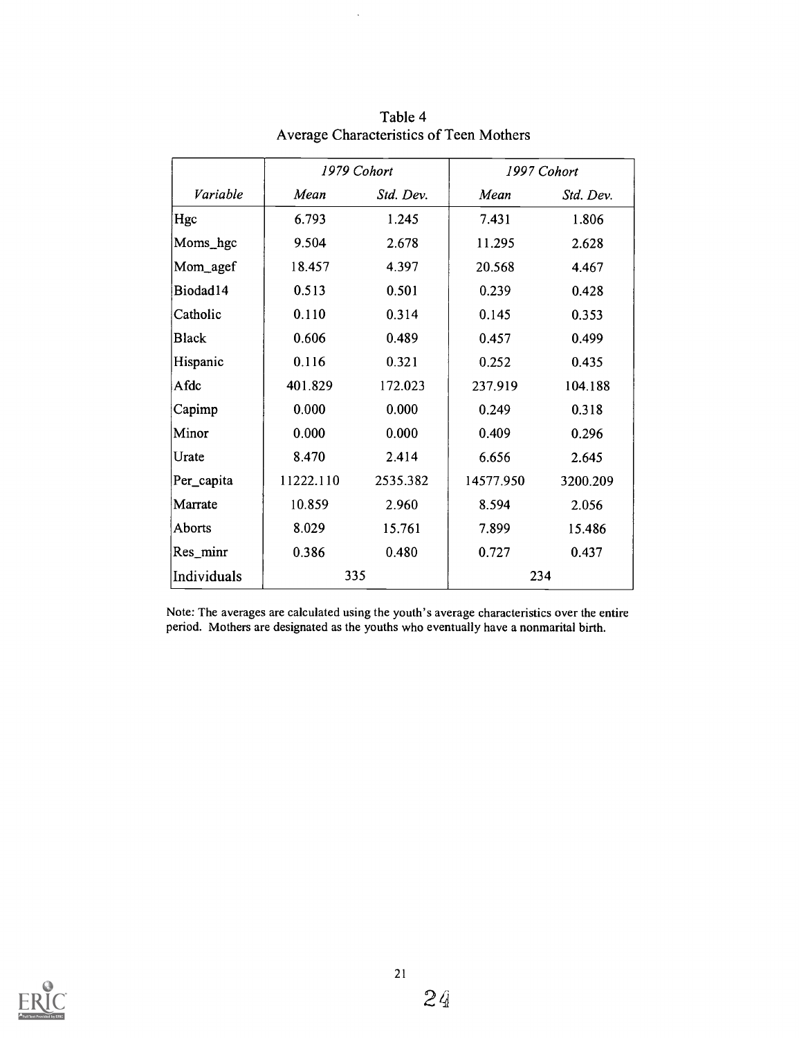# Table 4
## Average Characteristics of Teen Mothers

| | *1979 Cohort* | | *1997 Cohort* | |
|---|---|---|---|---|
| *Variable* | *Mean* | *Std. Dev.* | *Mean* | *Std. Dev.* |
| Hgc | 6.793 | 1.245 | 7.431 | 1.806 |
| Moms_hgc | 9.504 | 2.678 | 11.295 | 2.628 |
| Mom_agef | 18.457 | 4.397 | 20.568 | 4.467 |
| Biodad14 | 0.513 | 0.501 | 0.239 | 0.428 |
| Catholic | 0.110 | 0.314 | 0.145 | 0.353 |
| Black | 0.606 | 0.489 | 0.457 | 0.499 |
| Hispanic | 0.116 | 0.321 | 0.252 | 0.435 |
| Afdc | 401.829 | 172.023 | 237.919 | 104.188 |
| Capimp | 0.000 | 0.000 | 0.249 | 0.318 |
| Minor | 0.000 | 0.000 | 0.409 | 0.296 |
| Urate | 8.470 | 2.414 | 6.656 | 2.645 |
| Per_capita | 11222.110 | 2535.382 | 14577.950 | 3200.209 |
| Marrate | 10.859 | 2.960 | 8.594 | 2.056 |
| Aborts | 8.029 | 15.761 | 7.899 | 15.486 |
| Res_minr | 0.386 | 0.480 | 0.727 | 0.437 |
| Individuals | 335 | | 234 | |

Note: The averages are calculated using the youth's average characteristics over the entire period. Mothers are designated as the youths who eventually have a nonmarital birth.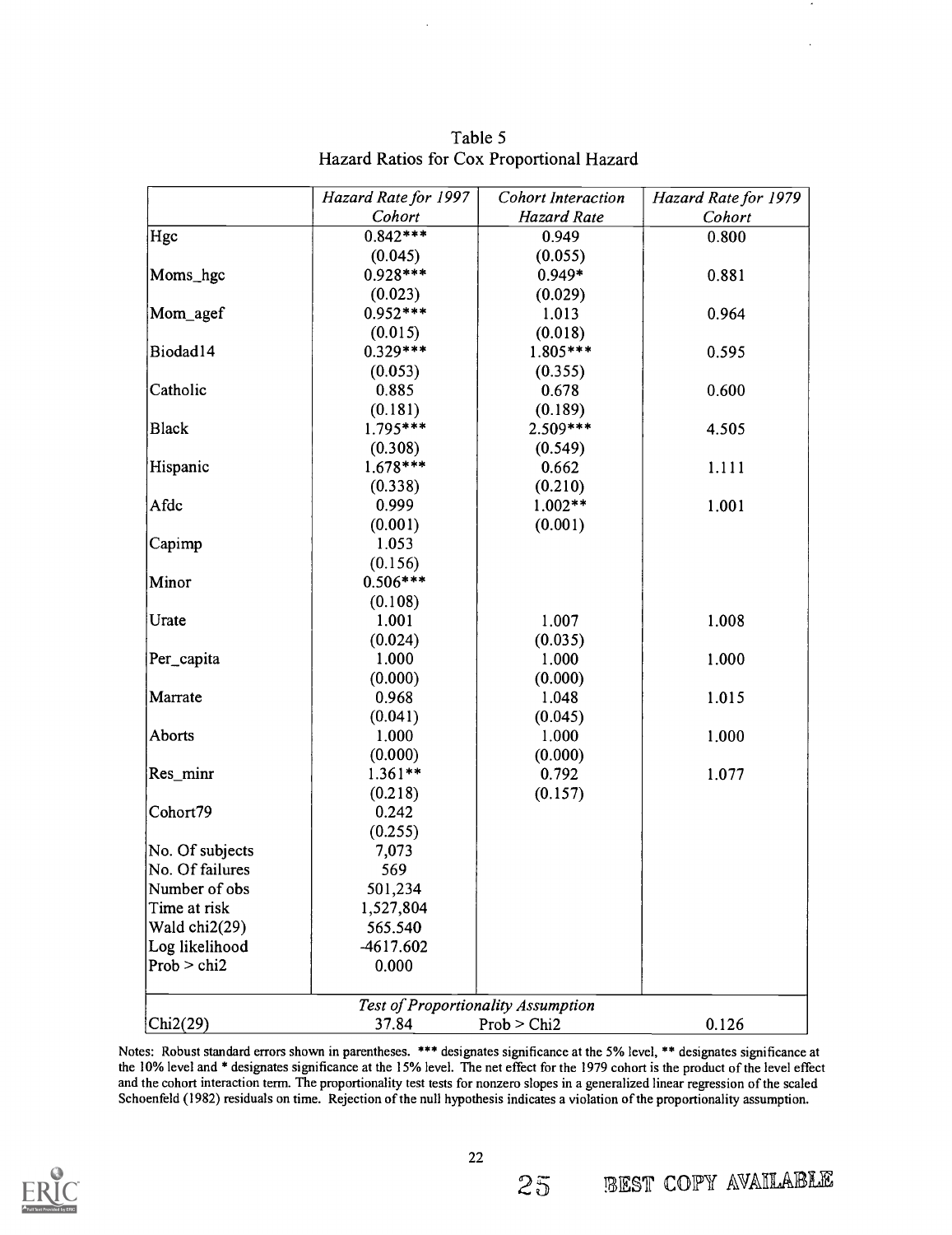Table 5
Hazard Ratios for Cox Proportional Hazard

| | *Hazard Rate for 1997 Cohort* | *Cohort Interaction Hazard Rate* | *Hazard Rate for 1979 Cohort* |
|---|---|---|---|
| Hgc | 0.842*** | 0.949 | 0.800 |
| | (0.045) | (0.055) | |
| Moms_hgc | 0.928*** | 0.949* | 0.881 |
| | (0.023) | (0.029) | |
| Mom_agef | 0.952*** | 1.013 | 0.964 |
| | (0.015) | (0.018) | |
| Biodad14 | 0.329*** | 1.805*** | 0.595 |
| | (0.053) | (0.355) | |
| Catholic | 0.885 | 0.678 | 0.600 |
| | (0.181) | (0.189) | |
| Black | 1.795*** | 2.509*** | 4.505 |
| | (0.308) | (0.549) | |
| Hispanic | 1.678*** | 0.662 | 1.111 |
| | (0.338) | (0.210) | |
| Afdc | 0.999 | 1.002** | 1.001 |
| | (0.001) | (0.001) | |
| Capimp | 1.053 | | |
| | (0.156) | | |
| Minor | 0.506*** | | |
| | (0.108) | | |
| Urate | 1.001 | 1.007 | 1.008 |
| | (0.024) | (0.035) | |
| Per_capita | 1.000 | 1.000 | 1.000 |
| | (0.000) | (0.000) | |
| Marrate | 0.968 | 1.048 | 1.015 |
| | (0.041) | (0.045) | |
| Aborts | 1.000 | 1.000 | 1.000 |
| | (0.000) | (0.000) | |
| Res_minr | 1.361** | 0.792 | 1.077 |
| | (0.218) | (0.157) | |
| Cohort79 | 0.242 | | |
| | (0.255) | | |
| No. Of subjects | 7,073 | | |
| No. Of failures | 569 | | |
| Number of obs | 501,234 | | |
| Time at risk | 1,527,804 | | |
| Wald chi2(29) | 565.540 | | |
| Log likelihood | -4617.602 | | |
| Prob > chi2 | 0.000 | | |
| | *Test of Proportionality Assumption* | | |
| Chi2(29) | 37.84 | Prob > Chi2 | 0.126 |

Notes: Robust standard errors shown in parentheses. *** designates significance at the 5% level, ** designates significance at the 10% level and * designates significance at the 15% level. The net effect for the 1979 cohort is the product of the level effect and the cohort interaction term. The proportionality test tests for nonzero slopes in a generalized linear regression of the scaled Schoenfeld (1982) residuals on time. Rejection of the null hypothesis indicates a violation of the proportionality assumption.

BEST COPY AVAILABLE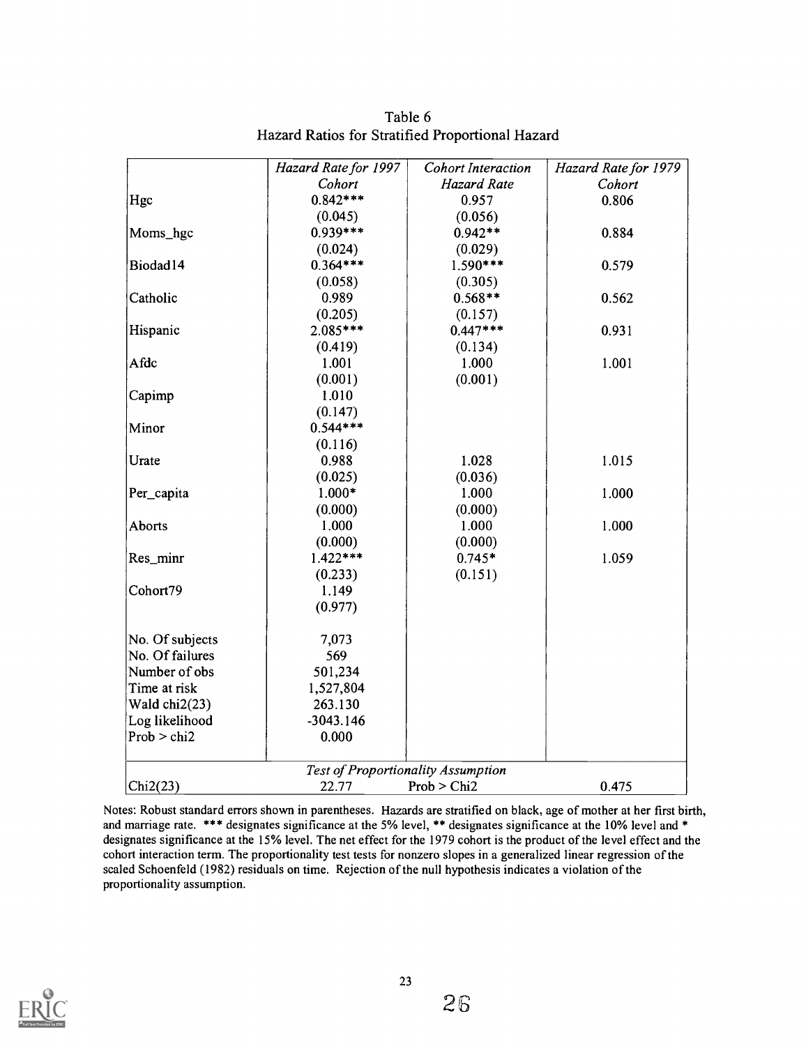Table 6
Hazard Ratios for Stratified Proportional Hazard

| | *Hazard Rate for 1997 Cohort* | *Cohort Interaction Hazard Rate* | *Hazard Rate for 1979 Cohort* |
|---|---|---|---|
| Hgc | 0.842*** | 0.957 | 0.806 |
| | (0.045) | (0.056) | |
| Moms_hgc | 0.939*** | 0.942** | 0.884 |
| | (0.024) | (0.029) | |
| Biodad14 | 0.364*** | 1.590*** | 0.579 |
| | (0.058) | (0.305) | |
| Catholic | 0.989 | 0.568** | 0.562 |
| | (0.205) | (0.157) | |
| Hispanic | 2.085*** | 0.447*** | 0.931 |
| | (0.419) | (0.134) | |
| Afdc | 1.001 | 1.000 | 1.001 |
| | (0.001) | (0.001) | |
| Capimp | 1.010 | | |
| | (0.147) | | |
| Minor | 0.544*** | | |
| | (0.116) | | |
| Urate | 0.988 | 1.028 | 1.015 |
| | (0.025) | (0.036) | |
| Per_capita | 1.000* | 1.000 | 1.000 |
| | (0.000) | (0.000) | |
| Aborts | 1.000 | 1.000 | 1.000 |
| | (0.000) | (0.000) | |
| Res_minr | 1.422*** | 0.745* | 1.059 |
| | (0.233) | (0.151) | |
| Cohort79 | 1.149 | | |
| | (0.977) | | |
| No. Of subjects | 7,073 | | |
| No. Of failures | 569 | | |
| Number of obs | 501,234 | | |
| Time at risk | 1,527,804 | | |
| Wald chi2(23) | 263.130 | | |
| Log likelihood | -3043.146 | | |
| Prob > chi2 | 0.000 | | |
| | *Test of Proportionality Assumption* | | |
| Chi2(23) | 22.77 | Prob > Chi2 | 0.475 |

Notes: Robust standard errors shown in parentheses. Hazards are stratified on black, age of mother at her first birth, and marriage rate. *** designates significance at the 5% level, ** designates significance at the 10% level and * designates significance at the 15% level. The net effect for the 1979 cohort is the product of the level effect and the cohort interaction term. The proportionality test tests for nonzero slopes in a generalized linear regression of the scaled Schoenfeld (1982) residuals on time. Rejection of the null hypothesis indicates a violation of the proportionality assumption.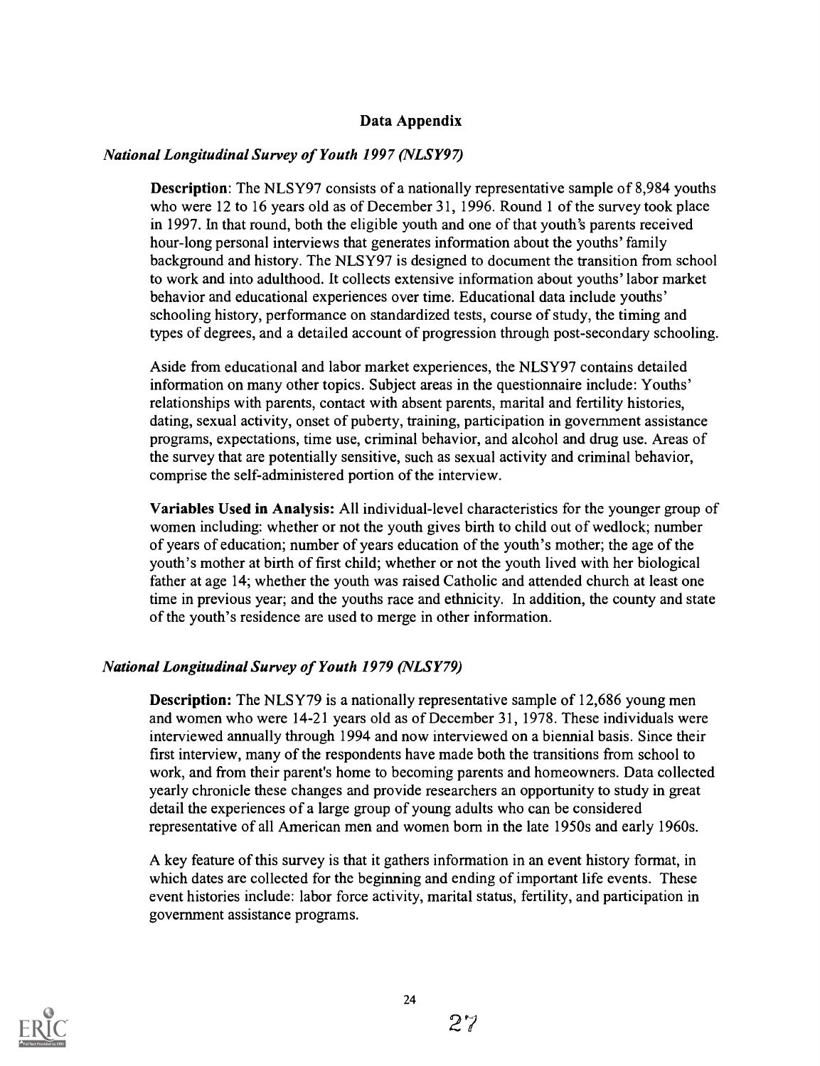## Data Appendix

### *National Longitudinal Survey of Youth 1997 (NLSY97)*

**Description**: The NLSY97 consists of a nationally representative sample of 8,984 youths who were 12 to 16 years old as of December 31, 1996. Round 1 of the survey took place in 1997. In that round, both the eligible youth and one of that youth's parents received hour-long personal interviews that generates information about the youths' family background and history. The NLSY97 is designed to document the transition from school to work and into adulthood. It collects extensive information about youths' labor market behavior and educational experiences over time. Educational data include youths' schooling history, performance on standardized tests, course of study, the timing and types of degrees, and a detailed account of progression through post-secondary schooling.

Aside from educational and labor market experiences, the NLSY97 contains detailed information on many other topics. Subject areas in the questionnaire include: Youths' relationships with parents, contact with absent parents, marital and fertility histories, dating, sexual activity, onset of puberty, training, participation in government assistance programs, expectations, time use, criminal behavior, and alcohol and drug use. Areas of the survey that are potentially sensitive, such as sexual activity and criminal behavior, comprise the self-administered portion of the interview.

**Variables Used in Analysis:** All individual-level characteristics for the younger group of women including: whether or not the youth gives birth to child out of wedlock; number of years of education; number of years education of the youth's mother; the age of the youth's mother at birth of first child; whether or not the youth lived with her biological father at age 14; whether the youth was raised Catholic and attended church at least one time in previous year; and the youths race and ethnicity. In addition, the county and state of the youth's residence are used to merge in other information.

### *National Longitudinal Survey of Youth 1979 (NLSY79)*

**Description:** The NLSY79 is a nationally representative sample of 12,686 young men and women who were 14-21 years old as of December 31, 1978. These individuals were interviewed annually through 1994 and now interviewed on a biennial basis. Since their first interview, many of the respondents have made both the transitions from school to work, and from their parent's home to becoming parents and homeowners. Data collected yearly chronicle these changes and provide researchers an opportunity to study in great detail the experiences of a large group of young adults who can be considered representative of all American men and women born in the late 1950s and early 1960s.

A key feature of this survey is that it gathers information in an event history format, in which dates are collected for the beginning and ending of important life events. These event histories include: labor force activity, marital status, fertility, and participation in government assistance programs.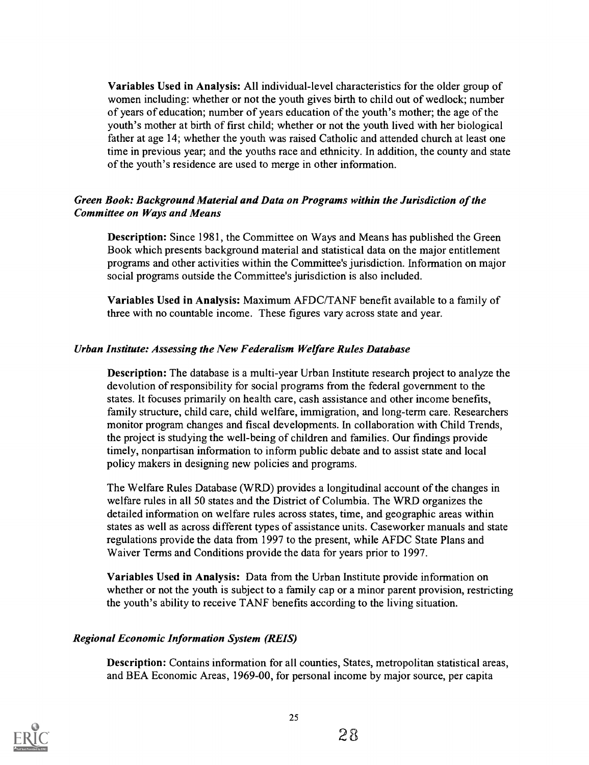**Variables Used in Analysis:** All individual-level characteristics for the older group of women including: whether or not the youth gives birth to child out of wedlock; number of years of education; number of years education of the youth's mother; the age of the youth's mother at birth of first child; whether or not the youth lived with her biological father at age 14; whether the youth was raised Catholic and attended church at least one time in previous year; and the youths race and ethnicity. In addition, the county and state of the youth's residence are used to merge in other information.

### *Green Book: Background Material and Data on Programs within the Jurisdiction of the Committee on Ways and Means*

**Description:** Since 1981, the Committee on Ways and Means has published the Green Book which presents background material and statistical data on the major entitlement programs and other activities within the Committee's jurisdiction. Information on major social programs outside the Committee's jurisdiction is also included.

**Variables Used in Analysis:** Maximum AFDC/TANF benefit available to a family of three with no countable income. These figures vary across state and year.

### *Urban Institute: Assessing the New Federalism Welfare Rules Database*

**Description:** The database is a multi-year Urban Institute research project to analyze the devolution of responsibility for social programs from the federal government to the states. It focuses primarily on health care, cash assistance and other income benefits, family structure, child care, child welfare, immigration, and long-term care. Researchers monitor program changes and fiscal developments. In collaboration with Child Trends, the project is studying the well-being of children and families. Our findings provide timely, nonpartisan information to inform public debate and to assist state and local policy makers in designing new policies and programs.

The Welfare Rules Database (WRD) provides a longitudinal account of the changes in welfare rules in all 50 states and the District of Columbia. The WRD organizes the detailed information on welfare rules across states, time, and geographic areas within states as well as across different types of assistance units. Caseworker manuals and state regulations provide the data from 1997 to the present, while AFDC State Plans and Waiver Terms and Conditions provide the data for years prior to 1997.

**Variables Used in Analysis:** Data from the Urban Institute provide information on whether or not the youth is subject to a family cap or a minor parent provision, restricting the youth's ability to receive TANF benefits according to the living situation.

### *Regional Economic Information System (REIS)*

**Description:** Contains information for all counties, States, metropolitan statistical areas, and BEA Economic Areas, 1969-00, for personal income by major source, per capita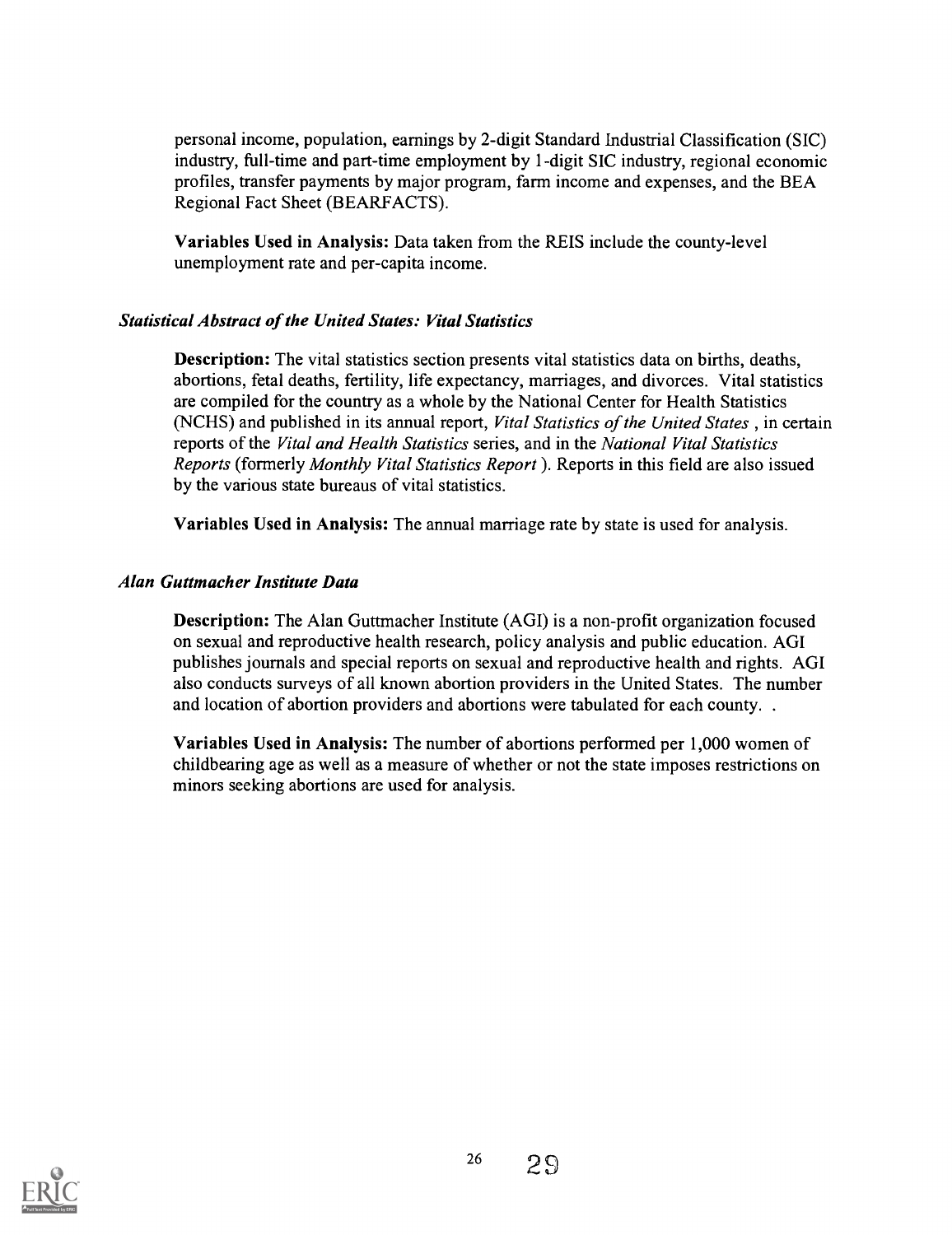personal income, population, earnings by 2-digit Standard Industrial Classification (SIC) industry, full-time and part-time employment by 1-digit SIC industry, regional economic profiles, transfer payments by major program, farm income and expenses, and the BEA Regional Fact Sheet (BEARFACTS).

**Variables Used in Analysis:** Data taken from the REIS include the county-level unemployment rate and per-capita income.

### *Statistical Abstract of the United States: Vital Statistics*

**Description:** The vital statistics section presents vital statistics data on births, deaths, abortions, fetal deaths, fertility, life expectancy, marriages, and divorces. Vital statistics are compiled for the country as a whole by the National Center for Health Statistics (NCHS) and published in its annual report, *Vital Statistics of the United States* , in certain reports of the *Vital and Health Statistics* series, and in the *National Vital Statistics Reports* (formerly *Monthly Vital Statistics Report* ). Reports in this field are also issued by the various state bureaus of vital statistics.

**Variables Used in Analysis:** The annual marriage rate by state is used for analysis.

### *Alan Guttmacher Institute Data*

**Description:** The Alan Guttmacher Institute (AGI) is a non-profit organization focused on sexual and reproductive health research, policy analysis and public education. AGI publishes journals and special reports on sexual and reproductive health and rights. AGI also conducts surveys of all known abortion providers in the United States. The number and location of abortion providers and abortions were tabulated for each county. .

**Variables Used in Analysis:** The number of abortions performed per 1,000 women of childbearing age as well as a measure of whether or not the state imposes restrictions on minors seeking abortions are used for analysis.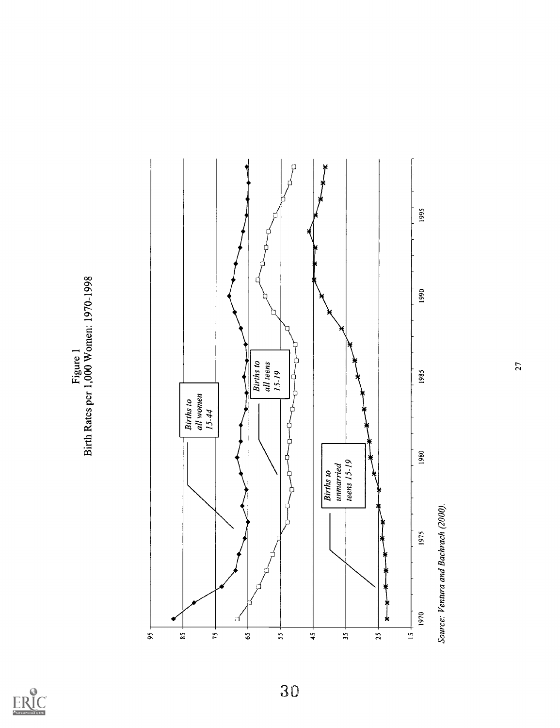Figure 1
Birth Rates per 1,000 Women: 1970-1998

Source: Ventura and Bachrach (2000).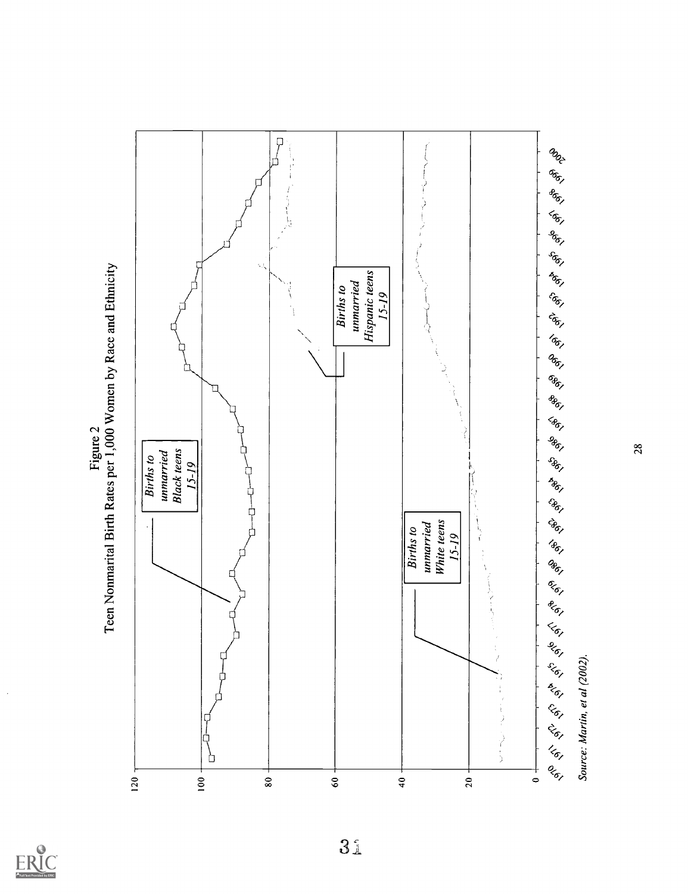Figure 2
Teen Nonmarital Birth Rates per 1,000 Women by Race and Ethnicity

*Births to unmarried Black teens 15-19*

*Births to unmarried Hispanic teens 15-19*

*Births to unmarried White teens 15-19*

*Source: Martin, et al (2002).*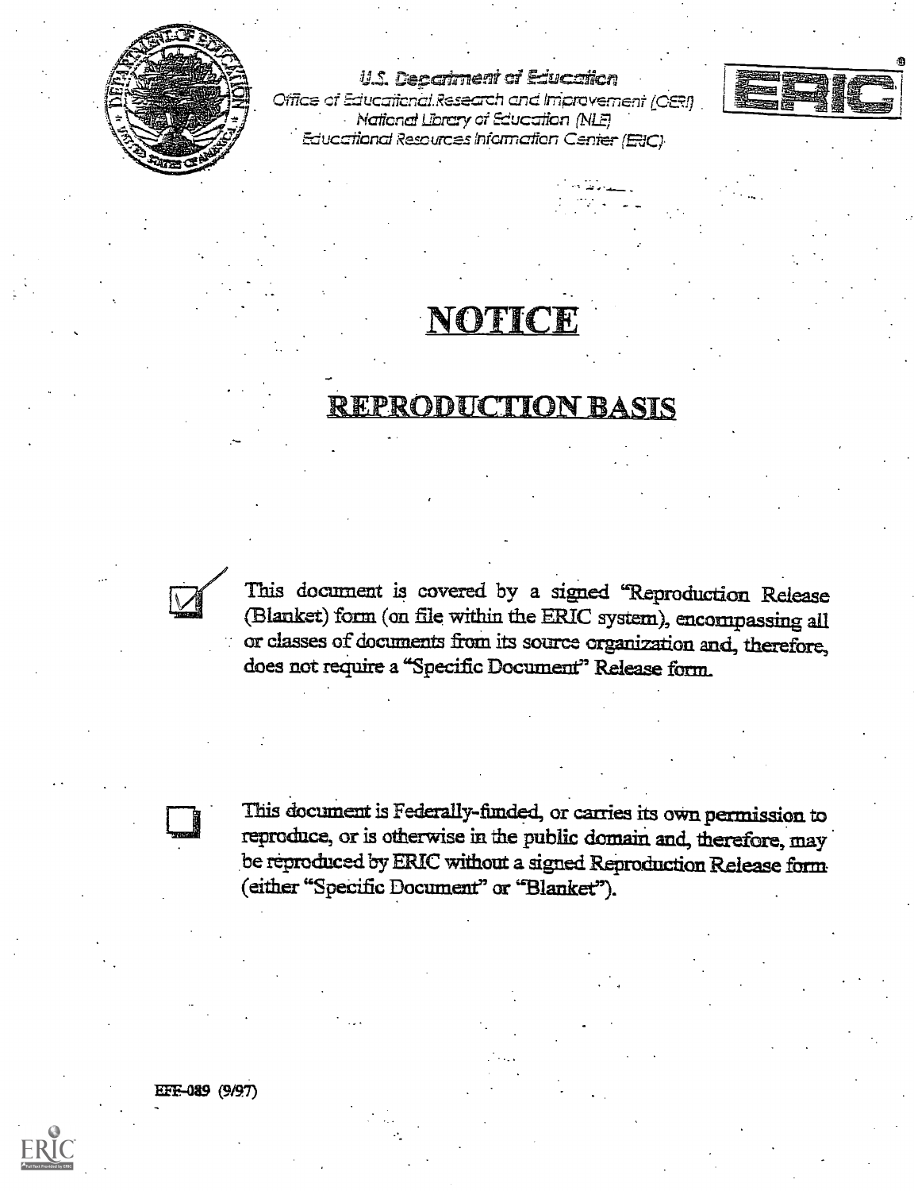U.S. Department of Education
Office of Educational Research and Improvement (OERI)
National Library of Education (NLE)
Educational Resources Information Center (ERIC)

# NOTICE

## REPRODUCTION BASIS

- [x] This document is covered by a signed "Reproduction Release (Blanket) form (on file within the ERIC system), encompassing all or classes of documents from its source organization and, therefore, does not require a "Specific Document" Release form.

- [ ] This document is Federally-funded, or carries its own permission to reproduce, or is otherwise in the public domain and, therefore, may be reproduced by ERIC without a signed Reproduction Release form (either "Specific Document" or "Blanket").

EFF-089 (9/97)